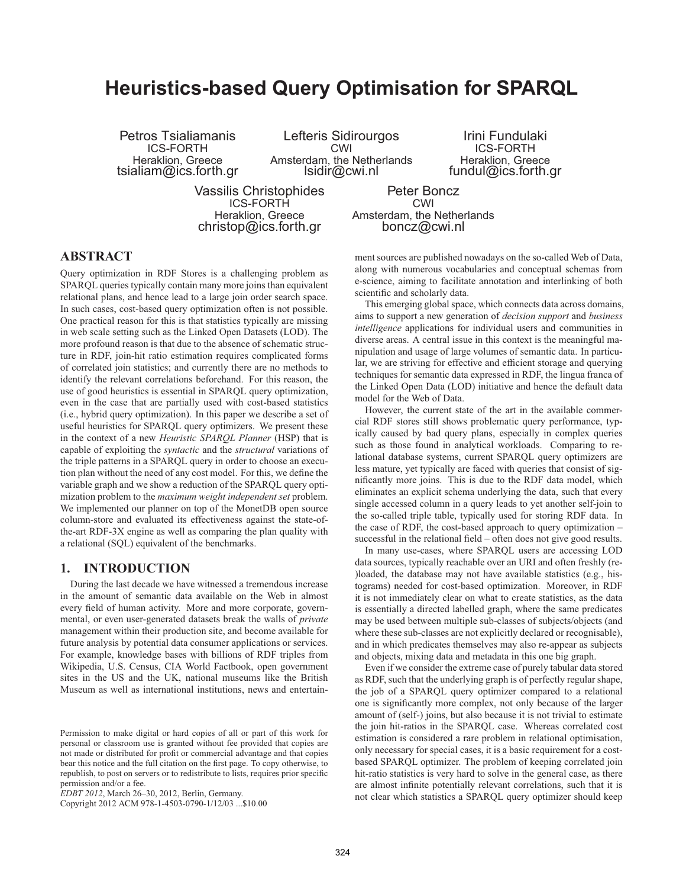# Heuristics-based Query Optimisation for SPARQL

Petros Tsialiamanis
ICS-FORTH
Heraklion, Greece
tsialiam@ics.forth.gr

Lefteris Sidirourgos
CWI
Amsterdam, the Netherlands
lsidir@cwi.nl

Irini Fundulaki
ICS-FORTH
Heraklion, Greece
fundul@ics.forth.gr

Vassilis Christophides
ICS-FORTH
Heraklion, Greece
christop@ics.forth.gr

Peter Boncz
CWI
Amsterdam, the Netherlands
boncz@cwi.nl

## ABSTRACT

Query optimization in RDF Stores is a challenging problem as SPARQL queries typically contain many more joins than equivalent relational plans, and hence lead to a large join order search space. In such cases, cost-based query optimization often is not possible. One practical reason for this is that statistics typically are missing in web scale setting such as the Linked Open Datasets (LOD). The more profound reason is that due to the absence of schematic structure in RDF, join-hit ratio estimation requires complicated forms of correlated join statistics; and currently there are no methods to identify the relevant correlations beforehand. For this reason, the use of good heuristics is essential in SPARQL query optimization, even in the case that are partially used with cost-based statistics (i.e., hybrid query optimization). In this paper we describe a set of useful heuristics for SPARQL query optimizers. We present these in the context of a new *Heuristic SPARQL Planner* (HSP) that is capable of exploiting the *syntactic* and the *structural* variations of the triple patterns in a SPARQL query in order to choose an execution plan without the need of any cost model. For this, we define the variable graph and we show a reduction of the SPARQL query optimization problem to the *maximum weight independent set* problem. We implemented our planner on top of the MonetDB open source column-store and evaluated its effectiveness against the state-of-the-art RDF-3X engine as well as comparing the plan quality with a relational (SQL) equivalent of the benchmarks.

## 1. INTRODUCTION

During the last decade we have witnessed a tremendous increase in the amount of semantic data available on the Web in almost every field of human activity. More and more corporate, governmental, or even user-generated datasets break the walls of *private* management within their production site, and become available for future analysis by potential data consumer applications or services. For example, knowledge bases with billions of RDF triples from Wikipedia, U.S. Census, CIA World Factbook, open government sites in the US and the UK, national museums like the British Museum as well as international institutions, news and entertainment sources are published nowadays on the so-called Web of Data, along with numerous vocabularies and conceptual schemas from e-science, aiming to facilitate annotation and interlinking of both scientific and scholarly data.

This emerging global space, which connects data across domains, aims to support a new generation of *decision support* and *business intelligence* applications for individual users and communities in diverse areas. A central issue in this context is the meaningful manipulation and usage of large volumes of semantic data. In particular, we are striving for effective and efficient storage and querying techniques for semantic data expressed in RDF, the lingua franca of the Linked Open Data (LOD) initiative and hence the default data model for the Web of Data.

However, the current state of the art in the available commercial RDF stores still shows problematic query performance, typically caused by bad query plans, especially in complex queries such as those found in analytical workloads. Comparing to relational database systems, current SPARQL query optimizers are less mature, yet typically are faced with queries that consist of significantly more joins. This is due to the RDF data model, which eliminates an explicit schema underlying the data, such that every single accessed column in a query leads to yet another self-join to the so-called triple table, typically used for storing RDF data. In the case of RDF, the cost-based approach to query optimization – successful in the relational field – often does not give good results.

In many use-cases, where SPARQL users are accessing LOD data sources, typically reachable over an URI and often freshly (re-)loaded, the database may not have available statistics (e.g., histograms) needed for cost-based optimization. Moreover, in RDF it is not immediately clear on what to create statistics, as the data is essentially a directed labelled graph, where the same predicates may be used between multiple sub-classes of subjects/objects (and where these sub-classes are not explicitly declared or recognisable), and in which predicates themselves may also re-appear as subjects and objects, mixing data and metadata in this one big graph.

Even if we consider the extreme case of purely tabular data stored as RDF, such that the underlying graph is of perfectly regular shape, the job of a SPARQL query optimizer compared to a relational one is significantly more complex, not only because of the larger amount of (self-) joins, but also because it is not trivial to estimate the join hit-ratios in the SPARQL case. Whereas correlated cost estimation is considered a rare problem in relational optimisation, only necessary for special cases, it is a basic requirement for a cost-based SPARQL optimizer. The problem of keeping correlated join hit-ratio statistics is very hard to solve in the general case, as there are almost infinite potentially relevant correlations, such that it is not clear which statistics a SPARQL query optimizer should keep

Permission to make digital or hard copies of all or part of this work for personal or classroom use is granted without fee provided that copies are not made or distributed for profit or commercial advantage and that copies bear this notice and the full citation on the first page. To copy otherwise, to republish, to post on servers or to redistribute to lists, requires prior specific permission and/or a fee.
*EDBT 2012*, March 26–30, 2012, Berlin, Germany.
Copyright 2012 ACM 978-1-4503-0790-1/12/03 ...$10.00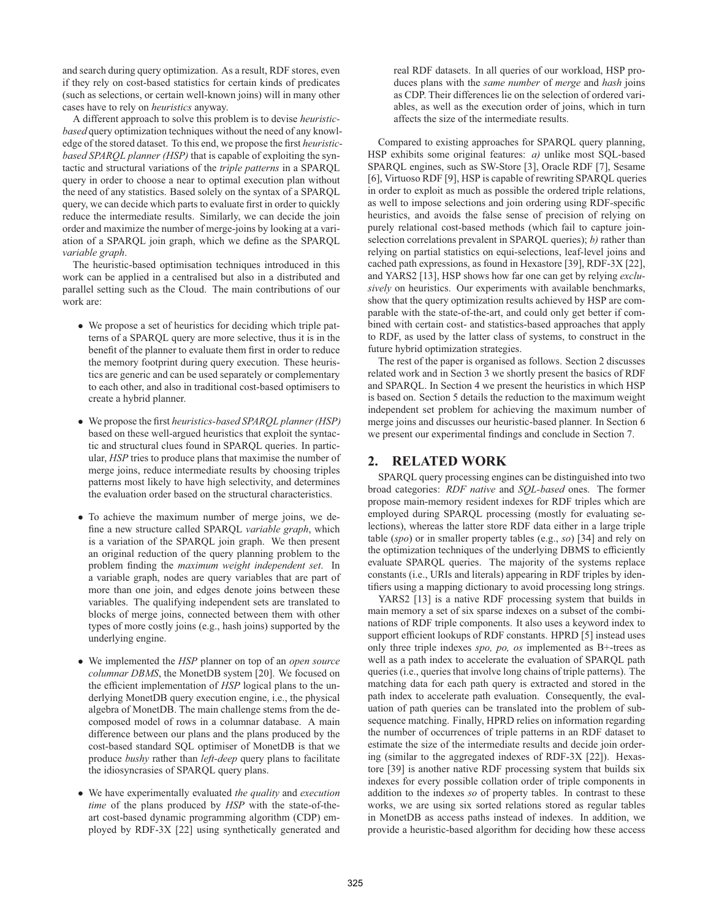and search during query optimization. As a result, RDF stores, even if they rely on cost-based statistics for certain kinds of predicates (such as selections, or certain well-known joins) will in many other cases have to rely on *heuristics* anyway.

A different approach to solve this problem is to devise *heuristic-based* query optimization techniques without the need of any knowledge of the stored dataset. To this end, we propose the first *heuristic-based SPARQL planner (HSP)* that is capable of exploiting the syntactic and structural variations of the *triple patterns* in a SPARQL query in order to choose a near to optimal execution plan without the need of any statistics. Based solely on the syntax of a SPARQL query, we can decide which parts to evaluate first in order to quickly reduce the intermediate results. Similarly, we can decide the join order and maximize the number of merge-joins by looking at a variation of a SPARQL join graph, which we define as the SPARQL *variable graph*.

The heuristic-based optimisation techniques introduced in this work can be applied in a centralised but also in a distributed and parallel setting such as the Cloud. The main contributions of our work are:

- We propose a set of heuristics for deciding which triple patterns of a SPARQL query are more selective, thus it is in the benefit of the planner to evaluate them first in order to reduce the memory footprint during query execution. These heuristics are generic and can be used separately or complementary to each other, and also in traditional cost-based optimisers to create a hybrid planner.
- We propose the first *heuristics-based SPARQL planner (HSP)* based on these well-argued heuristics that exploit the syntactic and structural clues found in SPARQL queries. In particular, *HSP* tries to produce plans that maximise the number of merge joins, reduce intermediate results by choosing triples patterns most likely to have high selectivity, and determines the evaluation order based on the structural characteristics.
- To achieve the maximum number of merge joins, we define a new structure called SPARQL *variable graph*, which is a variation of the SPARQL join graph. We then present an original reduction of the query planning problem to the problem finding the *maximum weight independent set*. In a variable graph, nodes are query variables that are part of more than one join, and edges denote joins between these variables. The qualifying independent sets are translated to blocks of merge joins, connected between them with other types of more costly joins (e.g., hash joins) supported by the underlying engine.
- We implemented the *HSP* planner on top of an *open source columnar DBMS*, the MonetDB system [20]. We focused on the efficient implementation of *HSP* logical plans to the underlying MonetDB query execution engine, i.e., the physical algebra of MonetDB. The main challenge stems from the decomposed model of rows in a columnar database. A main difference between our plans and the plans produced by the cost-based standard SQL optimiser of MonetDB is that we produce *bushy* rather than *left-deep* query plans to facilitate the idiosyncrasies of SPARQL query plans.
- We have experimentally evaluated *the quality* and *execution time* of the plans produced by *HSP* with the state-of-the-art cost-based dynamic programming algorithm (CDP) employed by RDF-3X [22] using synthetically generated and real RDF datasets. In all queries of our workload, HSP produces plans with the *same number* of *merge* and *hash* joins as CDP. Their differences lie on the selection of ordered variables, as well as the execution order of joins, which in turn affects the size of the intermediate results.

Compared to existing approaches for SPARQL query planning, HSP exhibits some original features: *a)* unlike most SQL-based SPARQL engines, such as SW-Store [3], Oracle RDF [7], Sesame [6], Virtuoso RDF [9], HSP is capable of rewriting SPARQL queries in order to exploit as much as possible the ordered triple relations, as well to impose selections and join ordering using RDF-specific heuristics, and avoids the false sense of precision of relying on purely relational cost-based methods (which fail to capture join-selection correlations prevalent in SPARQL queries); *b)* rather than relying on partial statistics on equi-selections, leaf-level joins and cached path expressions, as found in Hexastore [39], RDF-3X [22], and YARS2 [13], HSP shows how far one can get by relying *exclusively* on heuristics. Our experiments with available benchmarks, show that the query optimization results achieved by HSP are comparable with the state-of-the-art, and could only get better if combined with certain cost- and statistics-based approaches that apply to RDF, as used by the latter class of systems, to construct in the future hybrid optimization strategies.

The rest of the paper is organised as follows. Section 2 discusses related work and in Section 3 we shortly present the basics of RDF and SPARQL. In Section 4 we present the heuristics in which HSP is based on. Section 5 details the reduction to the maximum weight independent set problem for achieving the maximum number of merge joins and discusses our heuristic-based planner. In Section 6 we present our experimental findings and conclude in Section 7.

## 2. RELATED WORK

SPARQL query processing engines can be distinguished into two broad categories: *RDF native* and *SQL-based* ones. The former propose main-memory resident indexes for RDF triples which are employed during SPARQL processing (mostly for evaluating selections), whereas the latter store RDF data either in a large triple table (*spo*) or in smaller property tables (e.g., *so*) [34] and rely on the optimization techniques of the underlying DBMS to efficiently evaluate SPARQL queries. The majority of the systems replace constants (i.e., URIs and literals) appearing in RDF triples by identifiers using a mapping dictionary to avoid processing long strings.

YARS2 [13] is a native RDF processing system that builds in main memory a set of six sparse indexes on a subset of the combinations of RDF triple components. It also uses a keyword index to support efficient lookups of RDF constants. HPRD [5] instead uses only three triple indexes *spo, po, os* implemented as B+-trees as well as a path index to accelerate the evaluation of SPARQL path queries (i.e., queries that involve long chains of triple patterns). The matching data for each path query is extracted and stored in the path index to accelerate path evaluation. Consequently, the evaluation of path queries can be translated into the problem of subsequence matching. Finally, HPRD relies on information regarding the number of occurrences of triple patterns in an RDF dataset to estimate the size of the intermediate results and decide join ordering (similar to the aggregated indexes of RDF-3X [22]). Hexastore [39] is another native RDF processing system that builds six indexes for every possible collation order of triple components in addition to the indexes *so* of property tables. In contrast to these works, we are using six sorted relations stored as regular tables in MonetDB as access paths instead of indexes. In addition, we provide a heuristic-based algorithm for deciding how these access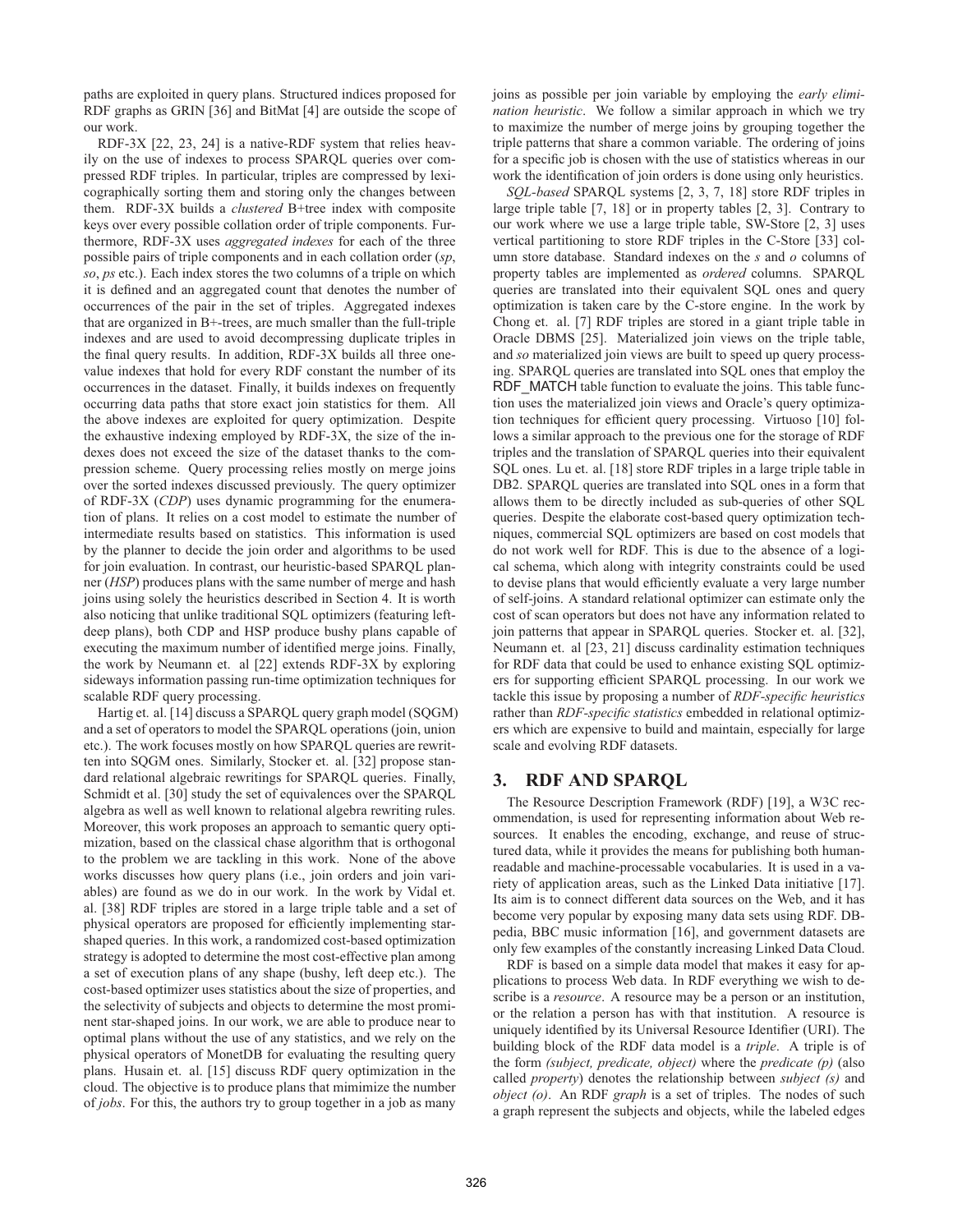paths are exploited in query plans. Structured indices proposed for RDF graphs as GRIN [36] and BitMat [4] are outside the scope of our work.

RDF-3X [22, 23, 24] is a native-RDF system that relies heavily on the use of indexes to process SPARQL queries over compressed RDF triples. In particular, triples are compressed by lexicographically sorting them and storing only the changes between them. RDF-3X builds a *clustered* B+tree index with composite keys over every possible collation order of triple components. Furthermore, RDF-3X uses *aggregated indexes* for each of the three possible pairs of triple components and in each collation order (*sp*, *so*, *ps* etc.). Each index stores the two columns of a triple on which it is defined and an aggregated count that denotes the number of occurrences of the pair in the set of triples. Aggregated indexes that are organized in B+-trees, are much smaller than the full-triple indexes and are used to avoid decompressing duplicate triples in the final query results. In addition, RDF-3X builds all three one-value indexes that hold for every RDF constant the number of its occurrences in the dataset. Finally, it builds indexes on frequently occurring data paths that store exact join statistics for them. All the above indexes are exploited for query optimization. Despite the exhaustive indexing employed by RDF-3X, the size of the indexes does not exceed the size of the dataset thanks to the compression scheme. Query processing relies mostly on merge joins over the sorted indexes discussed previously. The query optimizer of RDF-3X (*CDP*) uses dynamic programming for the enumeration of plans. It relies on a cost model to estimate the number of intermediate results based on statistics. This information is used by the planner to decide the join order and algorithms to be used for join evaluation. In contrast, our heuristic-based SPARQL planner (*HSP*) produces plans with the same number of merge and hash joins using solely the heuristics described in Section 4. It is worth also noticing that unlike traditional SQL optimizers (featuring left-deep plans), both CDP and HSP produce bushy plans capable of executing the maximum number of identified merge joins. Finally, the work by Neumann et. al [22] extends RDF-3X by exploring sideways information passing run-time optimization techniques for scalable RDF query processing.

Hartig et. al. [14] discuss a SPARQL query graph model (SQGM) and a set of operators to model the SPARQL operations (join, union etc.). The work focuses mostly on how SPARQL queries are rewritten into SQGM ones. Similarly, Stocker et. al. [32] propose standard relational algebraic rewritings for SPARQL queries. Finally, Schmidt et al. [30] study the set of equivalences over the SPARQL algebra as well as well known to relational algebra rewriting rules. Moreover, this work proposes an approach to semantic query optimization, based on the classical chase algorithm that is orthogonal to the problem we are tackling in this work. None of the above works discusses how query plans (i.e., join orders and join variables) are found as we do in our work. In the work by Vidal et. al. [38] RDF triples are stored in a large triple table and a set of physical operators are proposed for efficiently implementing star-shaped queries. In this work, a randomized cost-based optimization strategy is adopted to determine the most cost-effective plan among a set of execution plans of any shape (bushy, left deep etc.). The cost-based optimizer uses statistics about the size of properties, and the selectivity of subjects and objects to determine the most prominent star-shaped joins. In our work, we are able to produce near to optimal plans without the use of any statistics, and we rely on the physical operators of MonetDB for evaluating the resulting query plans. Husain et. al. [15] discuss RDF query optimization in the cloud. The objective is to produce plans that mimimize the number of *jobs*. For this, the authors try to group together in a job as many joins as possible per join variable by employing the *early elimination heuristic*. We follow a similar approach in which we try to maximize the number of merge joins by grouping together the triple patterns that share a common variable. The ordering of joins for a specific job is chosen with the use of statistics whereas in our work the identification of join orders is done using only heuristics.

*SQL-based* SPARQL systems [2, 3, 7, 18] store RDF triples in large triple table [7, 18] or in property tables [2, 3]. Contrary to our work where we use a large triple table, SW-Store [2, 3] uses vertical partitioning to store RDF triples in the C-Store [33] column store database. Standard indexes on the *s* and *o* columns of property tables are implemented as *ordered* columns. SPARQL queries are translated into their equivalent SQL ones and query optimization is taken care by the C-store engine. In the work by Chong et. al. [7] RDF triples are stored in a giant triple table in Oracle DBMS [25]. Materialized join views on the triple table, and *so* materialized join views are built to speed up query processing. SPARQL queries are translated into SQL ones that employ the RDF_MATCH table function to evaluate the joins. This table function uses the materialized join views and Oracle's query optimization techniques for efficient query processing. Virtuoso [10] follows a similar approach to the previous one for the storage of RDF triples and the translation of SPARQL queries into their equivalent SQL ones. Lu et. al. [18] store RDF triples in a large triple table in DB2. SPARQL queries are translated into SQL ones in a form that allows them to be directly included as sub-queries of other SQL queries. Despite the elaborate cost-based query optimization techniques, commercial SQL optimizers are based on cost models that do not work well for RDF. This is due to the absence of a logical schema, which along with integrity constraints could be used to devise plans that would efficiently evaluate a very large number of self-joins. A standard relational optimizer can estimate only the cost of scan operators but does not have any information related to join patterns that appear in SPARQL queries. Stocker et. al. [32], Neumann et. al [23, 21] discuss cardinality estimation techniques for RDF data that could be used to enhance existing SQL optimizers for supporting efficient SPARQL processing. In our work we tackle this issue by proposing a number of *RDF-specific heuristics* rather than *RDF-specific statistics* embedded in relational optimizers which are expensive to build and maintain, especially for large scale and evolving RDF datasets.

## 3. RDF AND SPARQL

The Resource Description Framework (RDF) [19], a W3C recommendation, is used for representing information about Web resources. It enables the encoding, exchange, and reuse of structured data, while it provides the means for publishing both human-readable and machine-processable vocabularies. It is used in a variety of application areas, such as the Linked Data initiative [17]. Its aim is to connect different data sources on the Web, and it has become very popular by exposing many data sets using RDF. DBpedia, BBC music information [16], and government datasets are only few examples of the constantly increasing Linked Data Cloud.

RDF is based on a simple data model that makes it easy for applications to process Web data. In RDF everything we wish to describe is a *resource*. A resource may be a person or an institution, or the relation a person has with that institution. A resource is uniquely identified by its Universal Resource Identifier (URI). The building block of the RDF data model is a *triple*. A triple is of the form *(subject, predicate, object)* where the *predicate (p)* (also called *property*) denotes the relationship between *subject (s)* and *object (o)*. An RDF *graph* is a set of triples. The nodes of such a graph represent the subjects and objects, while the labeled edges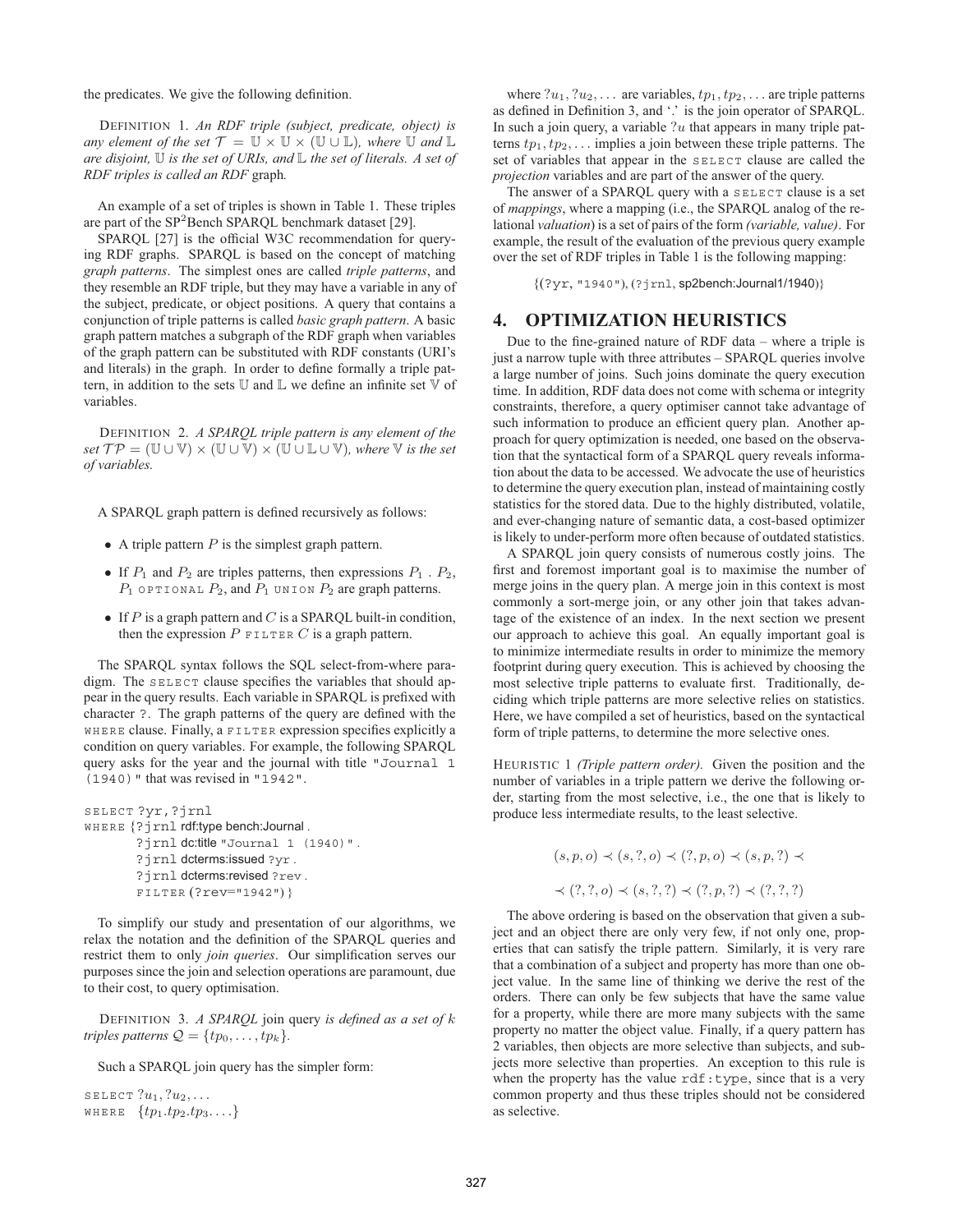the predicates. We give the following definition.

DEFINITION 1. *An RDF triple (subject, predicate, object) is any element of the set $\mathcal{T} = \mathbb{U} \times \mathbb{U} \times (\mathbb{U} \cup \mathbb{L})$, where $\mathbb{U}$ and $\mathbb{L}$ are disjoint, $\mathbb{U}$ is the set of URIs, and $\mathbb{L}$ the set of literals. A set of RDF triples is called an RDF* graph*.*

An example of a set of triples is shown in Table 1. These triples are part of the SP$^2$Bench SPARQL benchmark dataset [29].

SPARQL [27] is the official W3C recommendation for querying RDF graphs. SPARQL is based on the concept of matching *graph patterns*. The simplest ones are called *triple patterns*, and they resemble an RDF triple, but they may have a variable in any of the subject, predicate, or object positions. A query that contains a conjunction of triple patterns is called *basic graph pattern*. A basic graph pattern matches a subgraph of the RDF graph when variables of the graph pattern can be substituted with RDF constants (URI's and literals) in the graph. In order to define formally a triple pattern, in addition to the sets $\mathbb{U}$ and $\mathbb{L}$ we define an infinite set $\mathbb{V}$ of variables.

DEFINITION 2. *A SPARQL triple pattern is any element of the set $\mathcal{TP} = (\mathbb{U} \cup \mathbb{V}) \times (\mathbb{U} \cup \mathbb{V}) \times (\mathbb{U} \cup \mathbb{L} \cup \mathbb{V})$, where $\mathbb{V}$ is the set of variables.*

A SPARQL graph pattern is defined recursively as follows:

- A triple pattern $P$ is the simplest graph pattern.
- If $P_1$ and $P_2$ are triples patterns, then expressions $P_1$ . $P_2$, $P_1$ OPTIONAL $P_2$, and $P_1$ UNION $P_2$ are graph patterns.
- If $P$ is a graph pattern and $C$ is a SPARQL built-in condition, then the expression $P$ FILTER $C$ is a graph pattern.

The SPARQL syntax follows the SQL select-from-where paradigm. The SELECT clause specifies the variables that should appear in the query results. Each variable in SPARQL is prefixed with character ?. The graph patterns of the query are defined with the WHERE clause. Finally, a FILTER expression specifies explicitly a condition on query variables. For example, the following SPARQL query asks for the year and the journal with title "Journal 1 (1940)" that was revised in "1942".

```
SELECT ?yr,?jrnl
WHERE {?jrnl rdf:type bench:Journal .
       ?jrnl dc:title "Journal 1 (1940)" .
       ?jrnl dcterms:issued ?yr .
       ?jrnl dcterms:revised ?rev .
       FILTER (?rev="1942")}
```

To simplify our study and presentation of our algorithms, we relax the notation and the definition of the SPARQL queries and restrict them to only *join queries*. Our simplification serves our purposes since the join and selection operations are paramount, due to their cost, to query optimisation.

DEFINITION 3. *A SPARQL* join query *is defined as a set of $k$ triples patterns $\mathcal{Q} = \{tp_0, \ldots, tp_k\}$.*

Such a SPARQL join query has the simpler form:

SELECT $?u_1, ?u_2, \ldots$
WHERE $\{tp_1.tp_2.tp_3.\ldots\}$

where $?u_1, ?u_2, \ldots$ are variables, $tp_1, tp_2, \ldots$ are triple patterns as defined in Definition 3, and '.' is the join operator of SPARQL. In such a join query, a variable $?u$ that appears in many triple patterns $tp_1, tp_2, \ldots$ implies a join between these triple patterns. The set of variables that appear in the SELECT clause are called the *projection* variables and are part of the answer of the query.

The answer of a SPARQL query with a SELECT clause is a set of *mappings*, where a mapping (i.e., the SPARQL analog of the relational *valuation*) is a set of pairs of the form *(variable, value)*. For example, the result of the evaluation of the previous query example over the set of RDF triples in Table 1 is the following mapping:

{(?yr, "1940"), (?jrnl, sp2bench:Journal1/1940)}

## 4. OPTIMIZATION HEURISTICS

Due to the fine-grained nature of RDF data – where a triple is just a narrow tuple with three attributes – SPARQL queries involve a large number of joins. Such joins dominate the query execution time. In addition, RDF data does not come with schema or integrity constraints, therefore, a query optimiser cannot take advantage of such information to produce an efficient query plan. Another approach for query optimization is needed, one based on the observation that the syntactical form of a SPARQL query reveals information about the data to be accessed. We advocate the use of heuristics to determine the query execution plan, instead of maintaining costly statistics for the stored data. Due to the highly distributed, volatile, and ever-changing nature of semantic data, a cost-based optimizer is likely to under-perform more often because of outdated statistics.

A SPARQL join query consists of numerous costly joins. The first and foremost important goal is to maximise the number of merge joins in the query plan. A merge join in this context is most commonly a sort-merge join, or any other join that takes advantage of the existence of an index. In the next section we present our approach to achieve this goal. An equally important goal is to minimize intermediate results in order to minimize the memory footprint during query execution. This is achieved by choosing the most selective triple patterns to evaluate first. Traditionally, deciding which triple patterns are more selective relies on statistics. Here, we have compiled a set of heuristics, based on the syntactical form of triple patterns, to determine the more selective ones.

HEURISTIC 1 *(Triple pattern order).* Given the position and the number of variables in a triple pattern we derive the following order, starting from the most selective, i.e., the one that is likely to produce less intermediate results, to the least selective.

$$(s, p, o) \prec (s, ?, o) \prec (?, p, o) \prec (s, p, ?) \prec$$

$$\prec (?, ?, o) \prec (s, ?, ?) \prec (?, p, ?) \prec (?, ?, ?)$$

The above ordering is based on the observation that given a subject and an object there are only very few, if not only one, properties that can satisfy the triple pattern. Similarly, it is very rare that a combination of a subject and property has more than one object value. In the same line of thinking we derive the rest of the orders. There can only be few subjects that have the same value for a property, while there are more many subjects with the same property no matter the object value. Finally, if a query pattern has 2 variables, then objects are more selective than subjects, and subjects more selective than properties. An exception to this rule is when the property has the value rdf:type, since that is a very common property and thus these triples should not be considered as selective.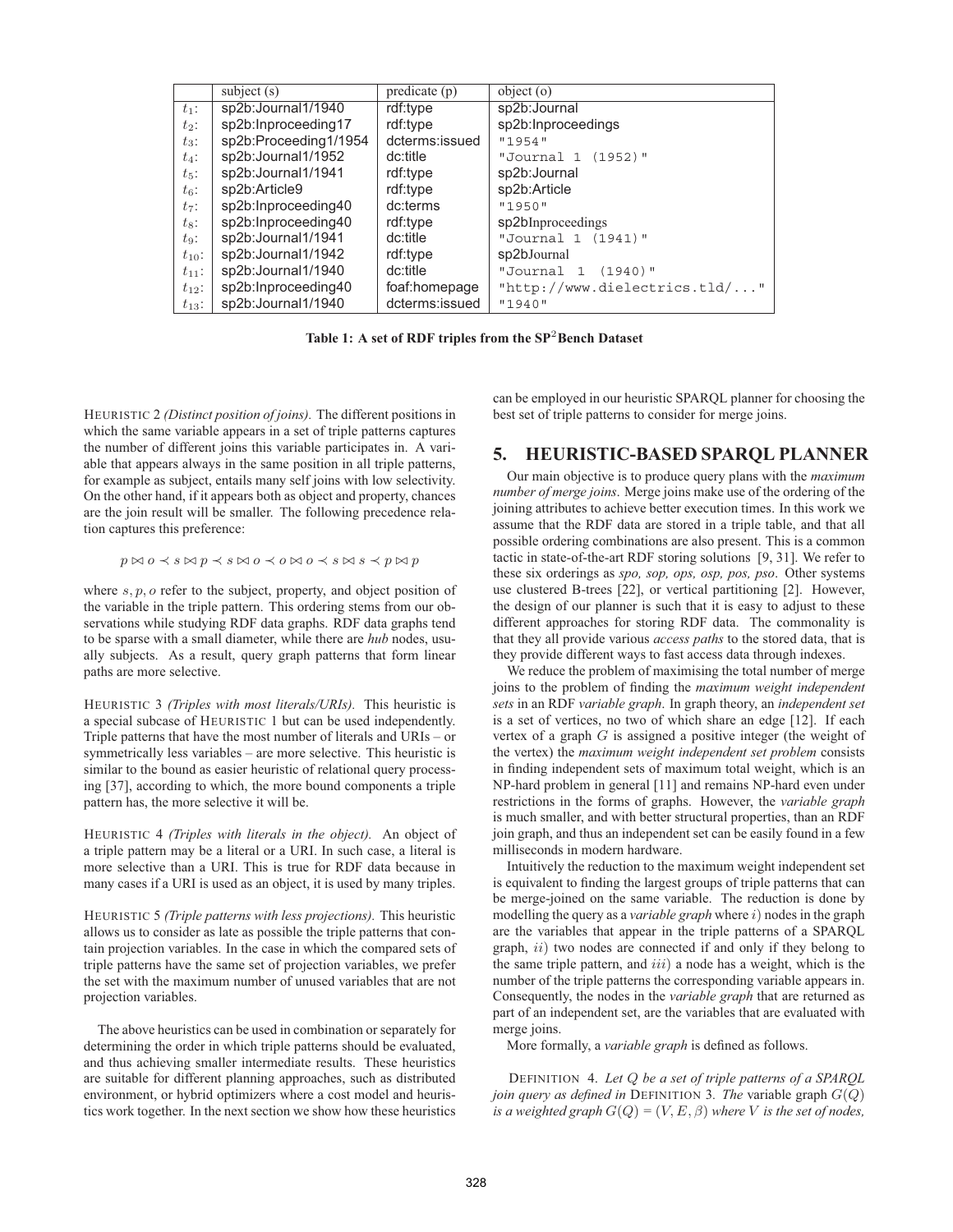| | subject (s) | predicate (p) | object (o) |
|---|---|---|---|
| $t_1$: | sp2b:Journal1/1940 | rdf:type | sp2b:Journal |
| $t_2$: | sp2b:Inproceeding17 | rdf:type | sp2b:Inproceedings |
| $t_3$: | sp2b:Proceeding1/1954 | dcterms:issued | "1954" |
| $t_4$: | sp2b:Journal1/1952 | dc:title | "Journal 1 (1952)" |
| $t_5$: | sp2b:Journal1/1941 | rdf:type | sp2b:Journal |
| $t_6$: | sp2b:Article9 | rdf:type | sp2b:Article |
| $t_7$: | sp2b:Inproceeding40 | dc:terms | "1950" |
| $t_8$: | sp2b:Inproceeding40 | rdf:type | sp2bInproceedings |
| $t_9$: | sp2b:Journal1/1941 | dc:title | "Journal 1 (1941)" |
| $t_{10}$: | sp2b:Journal1/1942 | rdf:type | sp2bJournal |
| $t_{11}$: | sp2b:Journal1/1940 | dc:title | "Journal 1 (1940)" |
| $t_{12}$: | sp2b:Inproceeding40 | foaf:homepage | "http://www.dielectrics.tld/..." |
| $t_{13}$: | sp2b:Journal1/1940 | dcterms:issued | "1940" |

**Table 1: A set of RDF triples from the SP$^2$Bench Dataset**

HEURISTIC 2 *(Distinct position of joins).* The different positions in which the same variable appears in a set of triple patterns captures the number of different joins this variable participates in. A variable that appears always in the same position in all triple patterns, for example as subject, entails many self joins with low selectivity. On the other hand, if it appears both as object and property, chances are the join result will be smaller. The following precedence relation captures this preference:

$$p \bowtie o \prec s \bowtie p \prec s \bowtie o \prec o \bowtie o \prec s \bowtie s \prec p \bowtie p$$

where $s, p, o$ refer to the subject, property, and object position of the variable in the triple pattern. This ordering stems from our observations while studying RDF data graphs. RDF data graphs tend to be sparse with a small diameter, while there are *hub* nodes, usually subjects. As a result, query graph patterns that form linear paths are more selective.

HEURISTIC 3 *(Triples with most literals/URIs).* This heuristic is a special subcase of HEURISTIC 1 but can be used independently. Triple patterns that have the most number of literals and URIs – or symmetrically less variables – are more selective. This heuristic is similar to the bound as easier heuristic of relational query processing [37], according to which, the more bound components a triple pattern has, the more selective it will be.

HEURISTIC 4 *(Triples with literals in the object).* An object of a triple pattern may be a literal or a URI. In such case, a literal is more selective than a URI. This is true for RDF data because in many cases if a URI is used as an object, it is used by many triples.

HEURISTIC 5 *(Triple patterns with less projections).* This heuristic allows us to consider as late as possible the triple patterns that contain projection variables. In the case in which the compared sets of triple patterns have the same set of projection variables, we prefer the set with the maximum number of unused variables that are not projection variables.

The above heuristics can be used in combination or separately for determining the order in which triple patterns should be evaluated, and thus achieving smaller intermediate results. These heuristics are suitable for different planning approaches, such as distributed environment, or hybrid optimizers where a cost model and heuristics work together. In the next section we show how these heuristics can be employed in our heuristic SPARQL planner for choosing the best set of triple patterns to consider for merge joins.

## 5. HEURISTIC-BASED SPARQL PLANNER

Our main objective is to produce query plans with the *maximum number of merge joins*. Merge joins make use of the ordering of the joining attributes to achieve better execution times. In this work we assume that the RDF data are stored in a triple table, and that all possible ordering combinations are also present. This is a common tactic in state-of-the-art RDF storing solutions [9, 31]. We refer to these six orderings as *spo, sop, ops, osp, pos, pso*. Other systems use clustered B-trees [22], or vertical partitioning [2]. However, the design of our planner is such that it is easy to adjust to these different approaches for storing RDF data. The commonality is that they all provide various *access paths* to the stored data, that is they provide different ways to fast access data through indexes.

We reduce the problem of maximising the total number of merge joins to the problem of finding the *maximum weight independent sets* in an RDF *variable graph*. In graph theory, an *independent set* is a set of vertices, no two of which share an edge [12]. If each vertex of a graph $G$ is assigned a positive integer (the weight of the vertex) the *maximum weight independent set problem* consists in finding independent sets of maximum total weight, which is an NP-hard problem in general [11] and remains NP-hard even under restrictions in the forms of graphs. However, the *variable graph* is much smaller, and with better structural properties, than an RDF join graph, and thus an independent set can be easily found in a few milliseconds in modern hardware.

Intuitively the reduction to the maximum weight independent set is equivalent to finding the largest groups of triple patterns that can be merge-joined on the same variable. The reduction is done by modelling the query as a *variable graph* where $i$) nodes in the graph are the variables that appear in the triple patterns of a SPARQL graph, $ii$) two nodes are connected if and only if they belong to the same triple pattern, and $iii$) a node has a weight, which is the number of the triple patterns the corresponding variable appears in. Consequently, the nodes in the *variable graph* that are returned as part of an independent set, are the variables that are evaluated with merge joins.

More formally, a *variable graph* is defined as follows.

DEFINITION 4. *Let Q be a set of triple patterns of a SPARQL join query as defined in* DEFINITION 3. *The* variable graph $G(Q)$ *is a weighted graph* $G(Q) = (V, E, \beta)$ *where* $V$ *is the set of nodes,*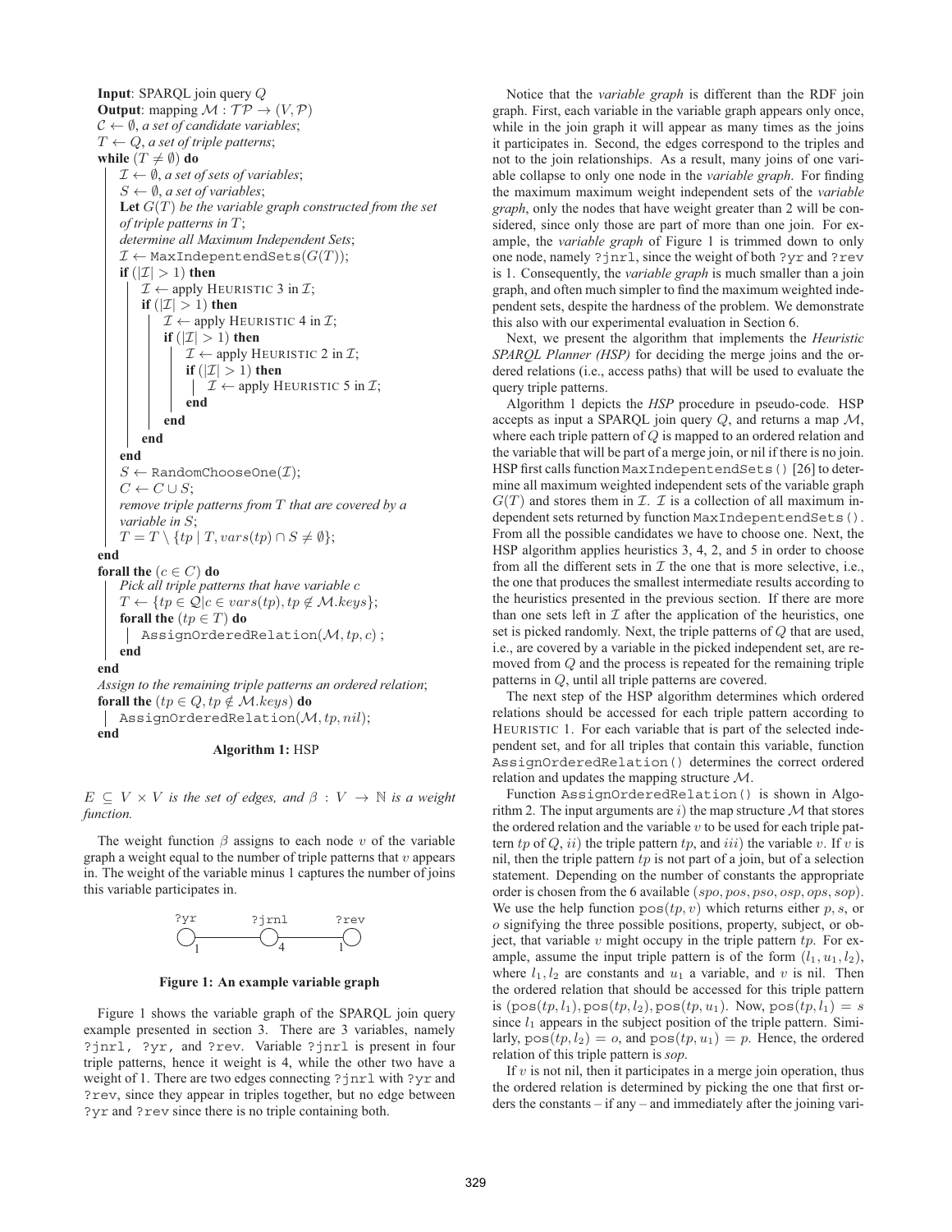```
Input: SPARQL join query Q
Output: mapping M : TP → (V, P)
C ← ∅, a set of candidate variables;
T ← Q, a set of triple patterns;
while (T ≠ ∅) do
    I ← ∅, a set of sets of variables;
    S ← ∅, a set of variables;
    Let G(T) be the variable graph constructed from the set
    of triple patterns in T;
    determine all Maximum Independent Sets;
    I ← MaxIndepentendSets(G(T));
    if (|I| > 1) then
        I ← apply HEURISTIC 3 in I;
        if (|I| > 1) then
            I ← apply HEURISTIC 4 in I;
            if (|I| > 1) then
                I ← apply HEURISTIC 2 in I;
                if (|I| > 1) then
                    I ← apply HEURISTIC 5 in I;
                end
            end
        end
    end
    S ← RandomChooseOne(I);
    C ← C ∪ S;
    remove triple patterns from T that are covered by a
    variable in S;
    T = T \ {tp | T, vars(tp) ∩ S ≠ ∅};
end
forall the (c ∈ C) do
    Pick all triple patterns that have variable c
    T ← {tp ∈ Q | c ∈ vars(tp), tp ∉ M.keys};
    forall the (tp ∈ T) do
        AssignOrderedRelation(M, tp, c);
    end
end
Assign to the remaining triple patterns an ordered relation;
forall the (tp ∈ Q, tp ∉ M.keys) do
    AssignOrderedRelation(M, tp, nil);
end
```

**Algorithm 1:** HSP

$E \subseteq V \times V$ *is the set of edges, and* $\beta : V \rightarrow \mathbb{N}$ *is a weight function.*

The weight function $\beta$ assigns to each node $v$ of the variable graph a weight equal to the number of triple patterns that $v$ appears in. The weight of the variable minus 1 captures the number of joins this variable participates in.

**Figure 1: An example variable graph**

Figure 1 shows the variable graph of the SPARQL join query example presented in section 3. There are 3 variables, namely ?jnrl, ?yr, and ?rev. Variable ?jnrl is present in four triple patterns, hence it weight is 4, while the other two have a weight of 1. There are two edges connecting ?jnrl with ?yr and ?rev, since they appear in triples together, but no edge between ?yr and ?rev since there is no triple containing both.

Notice that the *variable graph* is different than the RDF join graph. First, each variable in the variable graph appears only once, while in the join graph it will appear as many times as the joins it participates in. Second, the edges correspond to the triples and not to the join relationships. As a result, many joins of one variable collapse to only one node in the *variable graph*. For finding the maximum maximum weight independent sets of the *variable graph*, only the nodes that have weight greater than 2 will be considered, since only those are part of more than one join. For example, the *variable graph* of Figure 1 is trimmed down to only one node, namely ?jnrl, since the weight of both ?yr and ?rev is 1. Consequently, the *variable graph* is much smaller than a join graph, and often much simpler to find the maximum weighted independent sets, despite the hardness of the problem. We demonstrate this also with our experimental evaluation in Section 6.

Next, we present the algorithm that implements the *Heuristic SPARQL Planner (HSP)* for deciding the merge joins and the ordered relations (i.e., access paths) that will be used to evaluate the query triple patterns.

Algorithm 1 depicts the *HSP* procedure in pseudo-code. HSP accepts as input a SPARQL join query $Q$, and returns a map $\mathcal{M}$, where each triple pattern of $Q$ is mapped to an ordered relation and the variable that will be part of a merge join, or nil if there is no join. HSP first calls function MaxIndepentendSets() [26] to determine all maximum weighted independent sets of the variable graph $G(T)$ and stores them in $\mathcal{I}$. $\mathcal{I}$ is a collection of all maximum independent sets returned by function MaxIndepentendSets(). From all the possible candidates we have to choose one. Next, the HSP algorithm applies heuristics 3, 4, 2, and 5 in order to choose from all the different sets in $\mathcal{I}$ the one that is more selective, i.e., the one that produces the smallest intermediate results according to the heuristics presented in the previous section. If there are more than one sets left in $\mathcal{I}$ after the application of the heuristics, one set is picked randomly. Next, the triple patterns of $Q$ that are used, i.e., are covered by a variable in the picked independent set, are removed from $Q$ and the process is repeated for the remaining triple patterns in $Q$, until all triple patterns are covered.

The next step of the HSP algorithm determines which ordered relations should be accessed for each triple pattern according to HEURISTIC 1. For each variable that is part of the selected independent set, and for all triples that contain this variable, function AssignOrderedRelation() determines the correct ordered relation and updates the mapping structure $\mathcal{M}$.

Function AssignOrderedRelation() is shown in Algorithm 2. The input arguments are $i$) the map structure $\mathcal{M}$ that stores the ordered relation and the variable $v$ to be used for each triple pattern $tp$ of $Q$, $ii$) the triple pattern $tp$, and $iii$) the variable $v$. If $v$ is nil, then the triple pattern $tp$ is not part of a join, but of a selection statement. Depending on the number of constants the appropriate order is chosen from the 6 available ($spo, pos, pso, osp, ops, sop$). We use the help function $\text{pos}(tp, v)$ which returns either $p$, $s$, or $o$ signifying the three possible positions, property, subject, or object, that variable $v$ might occupy in the triple pattern $tp$. For example, assume the input triple pattern is of the form $(l_1, u_1, l_2)$, where $l_1, l_2$ are constants and $u_1$ a variable, and $v$ is nil. Then the ordered relation that should be accessed for this triple pattern is $(\text{pos}(tp, l_1), \text{pos}(tp, l_2), \text{pos}(tp, u_1))$. Now, $\text{pos}(tp, l_1) = s$ since $l_1$ appears in the subject position of the triple pattern. Similarly, $\text{pos}(tp, l_2) = o$, and $\text{pos}(tp, u_1) = p$. Hence, the ordered relation of this triple pattern is *sop*.

If $v$ is not nil, then it participates in a merge join operation, thus the ordered relation is determined by picking the one that first orders the constants – if any – and immediately after the joining vari-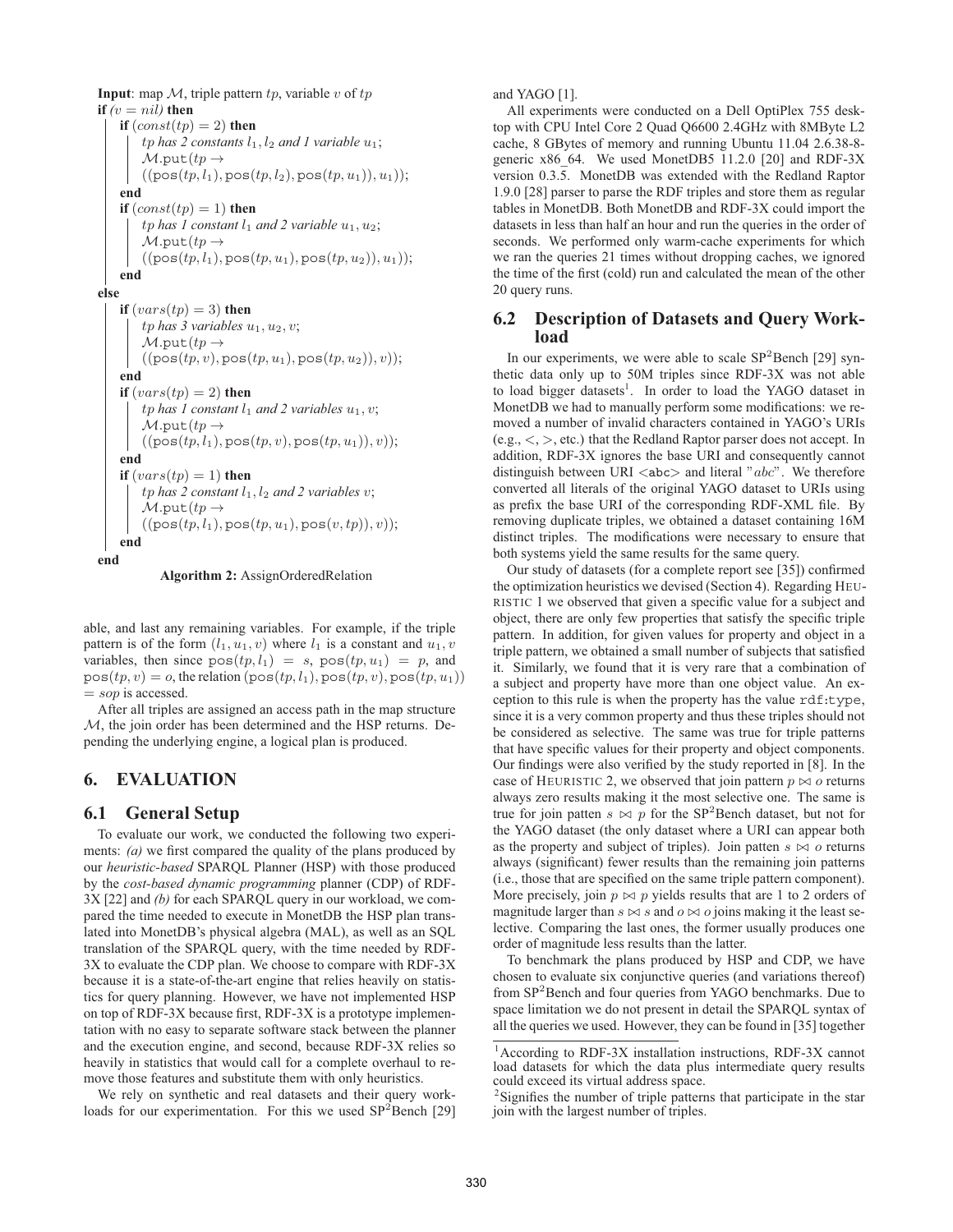**Input**: map $\mathcal{M}$, triple pattern $tp$, variable $v$ of $tp$

```
if (v = nil) then
    if (const(tp) = 2) then
        tp has 2 constants l1, l2 and 1 variable u1;
        M.put(tp →
        ((pos(tp, l1), pos(tp, l2), pos(tp, u1)), u1));
    end
    if (const(tp) = 1) then
        tp has 1 constant l1 and 2 variable u1, u2;
        M.put(tp →
        ((pos(tp, l1), pos(tp, u1), pos(tp, u2)), u1));
    end
else
    if (vars(tp) = 3) then
        tp has 3 variables u1, u2, v;
        M.put(tp →
        ((pos(tp, v), pos(tp, u1), pos(tp, u2)), v));
    end
    if (vars(tp) = 2) then
        tp has 1 constant l1 and 2 variables u1, v;
        M.put(tp →
        ((pos(tp, l1), pos(tp, v), pos(tp, u1)), v));
    end
    if (vars(tp) = 1) then
        tp has 2 constant l1, l2 and 2 variables v;
        M.put(tp →
        ((pos(tp, l1), pos(tp, u1), pos(v, tp)), v));
    end
end
```

**Algorithm 2:** AssignOrderedRelation

able, and last any remaining variables. For example, if the triple pattern is of the form $(l_1, u_1, v)$ where $l_1$ is a constant and $u_1, v$ variables, then since $\text{pos}(tp, l_1) = s$, $\text{pos}(tp, u_1) = p$, and $\text{pos}(tp, v) = o$, the relation $(\text{pos}(tp, l_1), \text{pos}(tp, v), \text{pos}(tp, u_1)) = sop$ is accessed.

After all triples are assigned an access path in the map structure $\mathcal{M}$, the join order has been determined and the HSP returns. Depending the underlying engine, a logical plan is produced.

## 6. EVALUATION

### 6.1 General Setup

To evaluate our work, we conducted the following two experiments: *(a)* we first compared the quality of the plans produced by our *heuristic-based* SPARQL Planner (HSP) with those produced by the *cost-based dynamic programming* planner (CDP) of RDF-3X [22] and *(b)* for each SPARQL query in our workload, we compared the time needed to execute in MonetDB the HSP plan translated into MonetDB's physical algebra (MAL), as well as an SQL translation of the SPARQL query, with the time needed by RDF-3X to evaluate the CDP plan. We choose to compare with RDF-3X because it is a state-of-the-art engine that relies heavily on statistics for query planning. However, we have not implemented HSP on top of RDF-3X because first, RDF-3X is a prototype implementation with no easy to separate software stack between the planner and the execution engine, and second, because RDF-3X relies so heavily in statistics that would call for a complete overhaul to remove those features and substitute them with only heuristics.

We rely on synthetic and real datasets and their query workloads for our experimentation. For this we used SP$^2$Bench [29] and YAGO [1].

All experiments were conducted on a Dell OptiPlex 755 desktop with CPU Intel Core 2 Quad Q6600 2.4GHz with 8MByte L2 cache, 8 GBytes of memory and running Ubuntu 11.04 2.6.38-8-generic x86_64. We used MonetDB5 11.2.0 [20] and RDF-3X version 0.3.5. MonetDB was extended with the Redland Raptor 1.9.0 [28] parser to parse the RDF triples and store them as regular tables in MonetDB. Both MonetDB and RDF-3X could import the datasets in less than half an hour and run the queries in the order of seconds. We performed only warm-cache experiments for which we ran the queries 21 times without dropping caches, we ignored the time of the first (cold) run and calculated the mean of the other 20 query runs.

### 6.2 Description of Datasets and Query Workload

In our experiments, we were able to scale SP$^2$Bench [29] synthetic data only up to 50M triples since RDF-3X was not able to load bigger datasets[1]. In order to load the YAGO dataset in MonetDB we had to manually perform some modifications: we removed a number of invalid characters contained in YAGO's URIs (e.g., <, >, etc.) that the Redland Raptor parser does not accept. In addition, RDF-3X ignores the base URI and consequently cannot distinguish between URI `<abc>` and literal "*abc*". We therefore converted all literals of the original YAGO dataset to URIs using as prefix the base URI of the corresponding RDF-XML file. By removing duplicate triples, we obtained a dataset containing 16M distinct triples. The modifications were necessary to ensure that both systems yield the same results for the same query.

Our study of datasets (for a complete report see [35]) confirmed the optimization heuristics we devised (Section 4). Regarding HEURISTIC 1 we observed that given a specific value for a subject and object, there are only few properties that satisfy the specific triple pattern. In addition, for given values for property and object in a triple pattern, we obtained a small number of subjects that satisfied it. Similarly, we found that it is very rare that a combination of a subject and property have more than one object value. An exception to this rule is when the property has the value `rdf:type`, since it is a very common property and thus these triples should not be considered as selective. The same was true for triple patterns that have specific values for their property and object components. Our findings were also verified by the study reported in [8]. In the case of HEURISTIC 2, we observed that join pattern $p \bowtie o$ returns always zero results making it the most selective one. The same is true for join patten $s \bowtie p$ for the SP$^2$Bench dataset, but not for the YAGO dataset (the only dataset where a URI can appear both as the property and subject of triples). Join patten $s \bowtie o$ returns always (significant) fewer results than the remaining join patterns (i.e., those that are specified on the same triple pattern component). More precisely, join $p \bowtie p$ yields results that are 1 to 2 orders of magnitude larger than $s \bowtie s$ and $o \bowtie o$ joins making it the least selective. Comparing the last ones, the former usually produces one order of magnitude less results than the latter.

To benchmark the plans produced by HSP and CDP, we have chosen to evaluate six conjunctive queries (and variations thereof) from SP$^2$Bench and four queries from YAGO benchmarks. Due to space limitation we do not present in detail the SPARQL syntax of all the queries we used. However, they can be found in [35] together

[1] According to RDF-3X installation instructions, RDF-3X cannot load datasets for which the data plus intermediate query results could exceed its virtual address space.

[2] Signifies the number of triple patterns that participate in the star join with the largest number of triples.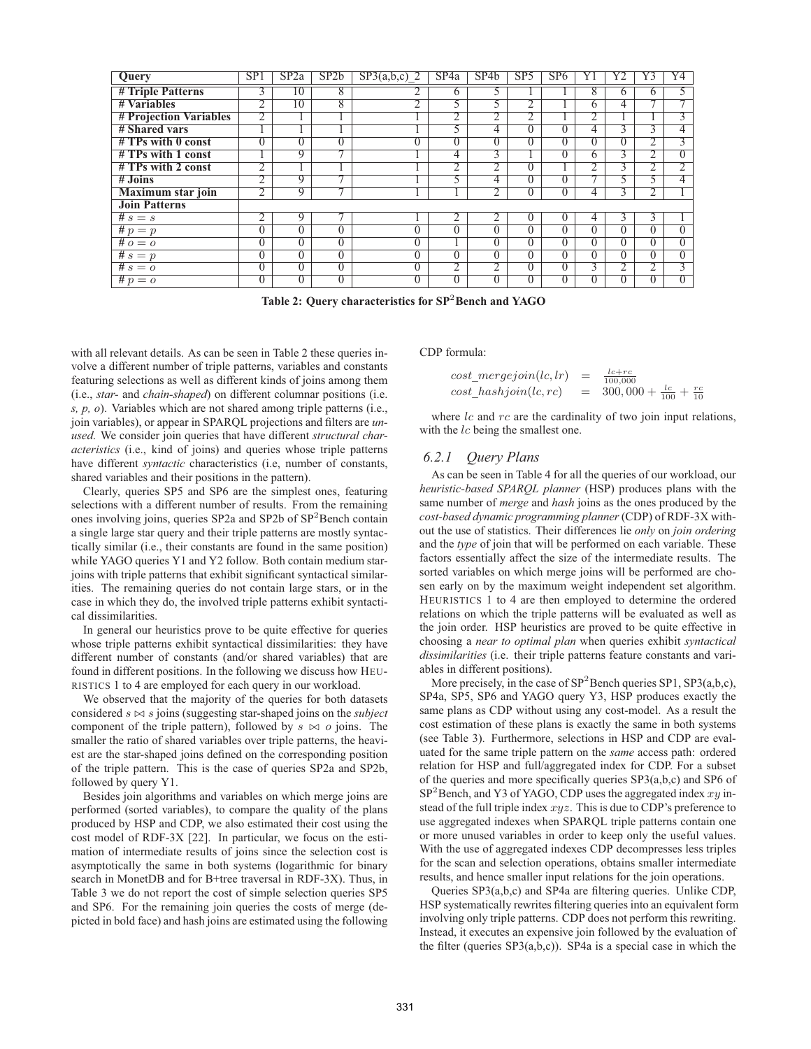| Query | SP1 | SP2a | SP2b | SP3(a,b,c)_2 | SP4a | SP4b | SP5 | SP6 | Y1 | Y2 | Y3 | Y4 |
|---|---|---|---|---|---|---|---|---|---|---|---|---|
| **# Triple Patterns** | 3 | 10 | 8 | 2 | 6 | 5 | 1 | 1 | 8 | 6 | 6 | 5 |
| **# Variables** | 2 | 10 | 8 | 2 | 5 | 5 | 2 | 1 | 6 | 4 | 7 | 7 |
| **# Projection Variables** | 2 | 1 | 1 | 1 | 2 | 2 | 2 | 1 | 2 | 1 | 1 | 3 |
| **# Shared vars** | 1 | 1 | 1 | 1 | 5 | 4 | 0 | 0 | 4 | 3 | 3 | 4 |
| **# TPs with 0 const** | 0 | 0 | 0 | 0 | 0 | 0 | 0 | 0 | 0 | 0 | 2 | 3 |
| **# TPs with 1 const** | 1 | 9 | 7 | 1 | 4 | 3 | 1 | 0 | 6 | 3 | 2 | 0 |
| **# TPs with 2 const** | 2 | 1 | 1 | 1 | 2 | 2 | 0 | 1 | 2 | 3 | 2 | 2 |
| **# Joins** | 2 | 9 | 7 | 1 | 5 | 4 | 0 | 0 | 7 | 5 | 5 | 4 |
| **Maximum star join** | 2 | 9 | 7 | 1 | 1 | 2 | 0 | 0 | 4 | 3 | 2 | 1 |
| **Join Patterns** | | | | | | | | | | | | |
| # $s = s$ | 2 | 9 | 7 | 1 | 2 | 2 | 0 | 0 | 4 | 3 | 3 | 1 |
| # $p = p$ | 0 | 0 | 0 | 0 | 0 | 0 | 0 | 0 | 0 | 0 | 0 | 0 |
| # $o = o$ | 0 | 0 | 0 | 0 | 1 | 0 | 0 | 0 | 0 | 0 | 0 | 0 |
| # $s = p$ | 0 | 0 | 0 | 0 | 0 | 0 | 0 | 0 | 0 | 0 | 0 | 0 |
| # $s = o$ | 0 | 0 | 0 | 0 | 2 | 2 | 0 | 0 | 3 | 2 | 2 | 3 |
| # $p = o$ | 0 | 0 | 0 | 0 | 0 | 0 | 0 | 0 | 0 | 0 | 0 | 0 |

**Table 2: Query characteristics for SP$^2$Bench and YAGO**

with all relevant details. As can be seen in Table 2 these queries involve a different number of triple patterns, variables and constants featuring selections as well as different kinds of joins among them (i.e., *star*- and *chain-shaped*) on different columnar positions (i.e. *s, p, o*). Variables which are not shared among triple patterns (i.e., join variables), or appear in SPARQL projections and filters are *unused*. We consider join queries that have different *structural characteristics* (i.e., kind of joins) and queries whose triple patterns have different *syntactic* characteristics (i.e, number of constants, shared variables and their positions in the pattern).

Clearly, queries SP5 and SP6 are the simplest ones, featuring selections with a different number of results. From the remaining ones involving joins, queries SP2a and SP2b of SP$^2$Bench contain a single large star query and their triple patterns are mostly syntactically similar (i.e., their constants are found in the same position) while YAGO queries Y1 and Y2 follow. Both contain medium star-joins with triple patterns that exhibit significant syntactical similarities. The remaining queries do not contain large stars, or in the case in which they do, the involved triple patterns exhibit syntactical dissimilarities.

In general our heuristics prove to be quite effective for queries whose triple patterns exhibit syntactical dissimilarities: they have different number of constants (and/or shared variables) that are found in different positions. In the following we discuss how HEURISTICS 1 to 4 are employed for each query in our workload.

We observed that the majority of the queries for both datasets considered $s \bowtie s$ joins (suggesting star-shaped joins on the *subject* component of the triple pattern), followed by $s \bowtie o$ joins. The smaller the ratio of shared variables over triple patterns, the heaviest are the star-shaped joins defined on the corresponding position of the triple pattern. This is the case of queries SP2a and SP2b, followed by query Y1.

Besides join algorithms and variables on which merge joins are performed (sorted variables), to compare the quality of the plans produced by HSP and CDP, we also estimated their cost using the cost model of RDF-3X [22]. In particular, we focus on the estimation of intermediate results of joins since the selection cost is asymptotically the same in both systems (logarithmic for binary search in MonetDB and for B+tree traversal in RDF-3X). Thus, in Table 3 we do not report the cost of simple selection queries SP5 and SP6. For the remaining join queries the costs of merge (depicted in bold face) and hash joins are estimated using the following CDP formula:

$$
\begin{aligned}
cost\_mergejoin(lc, lr) &= \frac{lc + rc}{100{,}000} \\
cost\_hashjoin(lc, rc) &= 300{,}000 + \frac{lc}{100} + \frac{rc}{10}
\end{aligned}
$$

where $lc$ and $rc$ are the cardinality of two join input relations, with the $lc$ being the smallest one.

### 6.2.1 Query Plans

As can be seen in Table 4 for all the queries of our workload, our *heuristic-based SPARQL planner* (HSP) produces plans with the same number of *merge* and *hash* joins as the ones produced by the *cost-based dynamic programming planner* (CDP) of RDF-3X without the use of statistics. Their differences lie *only* on *join ordering* and the *type* of join that will be performed on each variable. These factors essentially affect the size of the intermediate results. The sorted variables on which merge joins will be performed are chosen early on by the maximum weight independent set algorithm. HEURISTICS 1 to 4 are then employed to determine the ordered relations on which the triple patterns will be evaluated as well as the join order. HSP heuristics are proved to be quite effective in choosing a *near to optimal plan* when queries exhibit *syntactical dissimilarities* (i.e. their triple patterns feature constants and variables in different positions).

More precisely, in the case of SP$^2$Bench queries SP1, SP3(a,b,c), SP4a, SP5, SP6 and YAGO query Y3, HSP produces exactly the same plans as CDP without using any cost-model. As a result the cost estimation of these plans is exactly the same in both systems (see Table 3). Furthermore, selections in HSP and CDP are evaluated for the same triple pattern on the *same* access path: ordered relation for HSP and full/aggregated index for CDP. For a subset of the queries and more specifically queries SP3(a,b,c) and SP6 of SP$^2$Bench, and Y3 of YAGO, CDP uses the aggregated index $xy$ instead of the full triple index $xyz$. This is due to CDP's preference to use aggregated indexes when SPARQL triple patterns contain one or more unused variables in order to keep only the useful values. With the use of aggregated indexes CDP decompresses less triples for the scan and selection operations, obtains smaller intermediate results, and hence smaller input relations for the join operations.

Queries SP3(a,b,c) and SP4a are filtering queries. Unlike CDP, HSP systematically rewrites filtering queries into an equivalent form involving only triple patterns. CDP does not perform this rewriting. Instead, it executes an expensive join followed by the evaluation of the filter (queries SP3(a,b,c)). SP4a is a special case in which the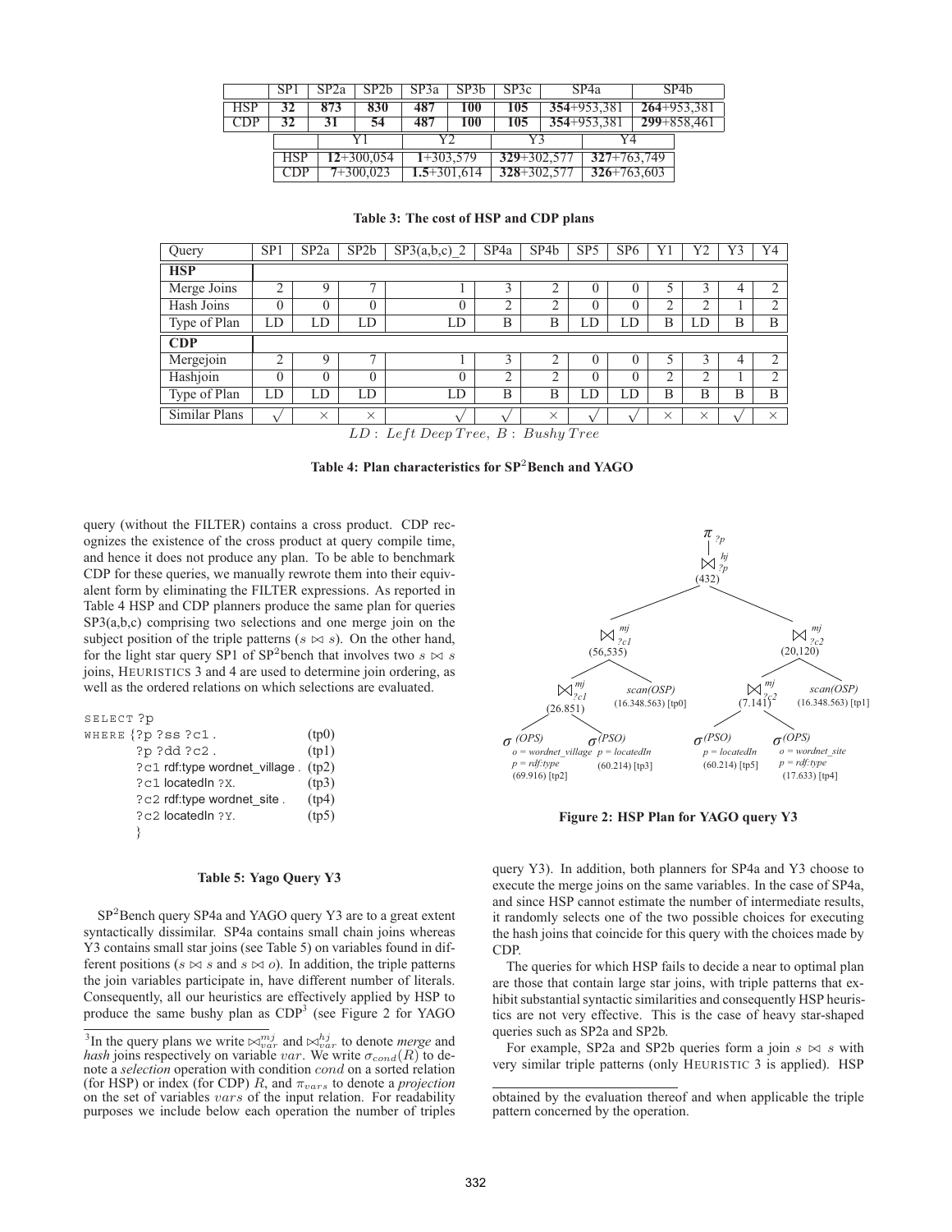|  | SP1 | SP2a | SP2b | SP3a | SP3b | SP3c | SP4a | SP4b |
|---|---|---|---|---|---|---|---|---|
| HSP | **32** | **873** | **830** | **487** | **100** | **105** | **354**+953,381 | **264**+953,381 |
| CDP | **32** | **31** | **54** | **487** | **100** | **105** | **354**+953,381 | **299**+858,461 |

|  | Y1 | Y2 | Y3 | Y4 |
|---|---|---|---|---|
| HSP | **12**+300,054 | **1**+303,579 | **329**+302,577 | **327**+763,749 |
| CDP | **7**+300,023 | **1.5**+301,614 | **328**+302,577 | **326**+763,603 |

**Table 3: The cost of HSP and CDP plans**

| Query | SP1 | SP2a | SP2b | SP3(a,b,c)_2 | SP4a | SP4b | SP5 | SP6 | Y1 | Y2 | Y3 | Y4 |
|---|---|---|---|---|---|---|---|---|---|---|---|---|
| **HSP** | | | | | | | | | | | | |
| Merge Joins | 2 | 9 | 7 | 1 | 3 | 2 | 0 | 0 | 5 | 3 | 4 | 2 |
| Hash Joins | 0 | 0 | 0 | 0 | 2 | 2 | 0 | 0 | 2 | 2 | 1 | 2 |
| Type of Plan | LD | LD | LD | LD | B | B | LD | LD | B | LD | B | B |
| **CDP** | | | | | | | | | | | | |
| Mergejoin | 2 | 9 | 7 | 1 | 3 | 2 | 0 | 0 | 5 | 3 | 4 | 2 |
| Hashjoin | 0 | 0 | 0 | 0 | 2 | 2 | 0 | 0 | 2 | 2 | 1 | 2 |
| Type of Plan | LD | LD | LD | LD | B | B | LD | LD | B | B | B | B |
| Similar Plans | √ | × | × | √ | √ | × | √ | √ | × | × | √ | × |

$LD: \ Left\ Deep\ Tree,\ B: \ Bushy\ Tree$

**Table 4: Plan characteristics for SP$^2$Bench and YAGO**

query (without the FILTER) contains a cross product. CDP recognizes the existence of the cross product at query compile time, and hence it does not produce any plan. To be able to benchmark CDP for these queries, we manually rewrote them into their equivalent form by eliminating the FILTER expressions. As reported in Table 4 HSP and CDP planners produce the same plan for queries SP3(a,b,c) comprising two selections and one merge join on the subject position of the triple patterns ($s \bowtie s$). On the other hand, for the light star query SP1 of SP$^2$bench that involves two $s \bowtie s$ joins, HEURISTICS 3 and 4 are used to determine join ordering, as well as the ordered relations on which selections are evaluated.

```
SELECT ?p
WHERE {?p ?ss ?c1 .                        (tp0)
       ?p ?dd ?c2 .                        (tp1)
       ?c1 rdf:type wordnet_village .      (tp2)
       ?c1 locatedIn ?X.                   (tp3)
       ?c2 rdf:type wordnet_site .         (tp4)
       ?c2 locatedIn ?Y.                   (tp5)
       }
```

**Table 5: Yago Query Y3**

SP$^2$Bench query SP4a and YAGO query Y3 are to a great extent syntactically dissimilar. SP4a contains small chain joins whereas Y3 contains small star joins (see Table 5) on variables found in different positions ($s \bowtie s$ and $s \bowtie o$). In addition, the triple patterns the join variables participate in, have different number of literals. Consequently, all our heuristics are effectively applied by HSP to produce the same bushy plan as CDP[3] (see Figure 2 for YAGO query Y3). In addition, both planners for SP4a and Y3 choose to execute the merge joins on the same variables. In the case of SP4a, and since HSP cannot estimate the number of intermediate results, it randomly selects one of the two possible choices for executing the hash joins that coincide for this query with the choices made by CDP.

**Figure 2: HSP Plan for YAGO query Y3**

The queries for which HSP fails to decide a near to optimal plan are those that contain large star joins, with triple patterns that exhibit substantial syntactic similarities and consequently HSP heuristics are not very effective. This is the case of heavy star-shaped queries such as SP2a and SP2b.

For example, SP2a and SP2b queries form a join $s \bowtie s$ with very similar triple patterns (only HEURISTIC 3 is applied). HSP

[3] In the query plans we write $\bowtie_{var}^{mj}$ and $\bowtie_{var}^{hj}$ to denote *merge* and *hash* joins respectively on variable $var$. We write $\sigma_{cond}(R)$ to denote a *selection* operation with condition $cond$ on a sorted relation (for HSP) or index (for CDP) $R$, and $\pi_{vars}$ to denote a *projection* on the set of variables $vars$ of the input relation. For readability purposes we include below each operation the number of triples obtained by the evaluation thereof and when applicable the triple pattern concerned by the operation.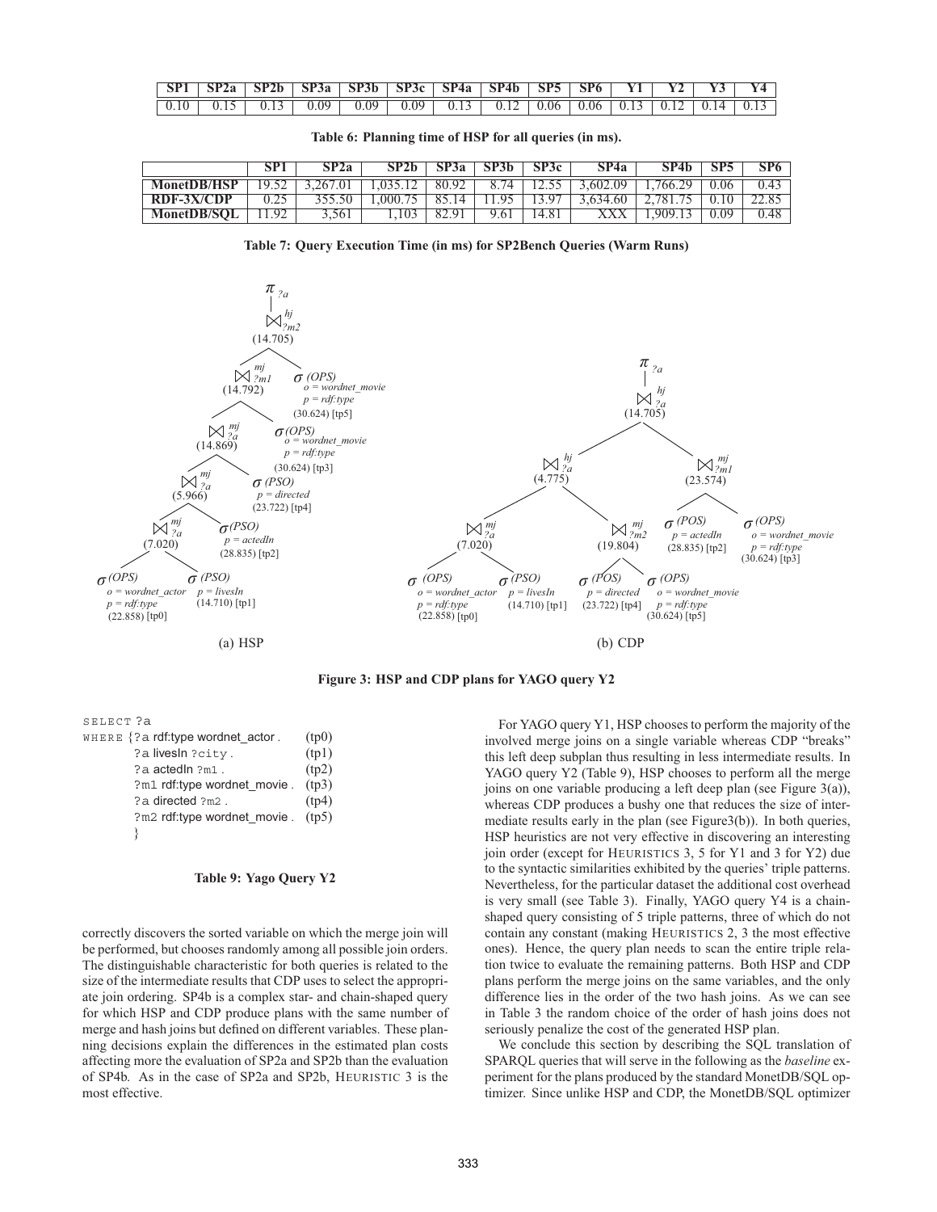| SP1 | SP2a | SP2b | SP3a | SP3b | SP3c | SP4a | SP4b | SP5 | SP6 | Y1 | Y2 | Y3 | Y4 |
|---|---|---|---|---|---|---|---|---|---|---|---|---|---|
| 0.10 | 0.15 | 0.13 | 0.09 | 0.09 | 0.09 | 0.13 | 0.12 | 0.06 | 0.06 | 0.13 | 0.12 | 0.14 | 0.13 |

**Table 6: Planning time of HSP for all queries (in ms).**

| | SP1 | SP2a | SP2b | SP3a | SP3b | SP3c | SP4a | SP4b | SP5 | SP6 |
|---|---|---|---|---|---|---|---|---|---|---|
| **MonetDB/HSP** | 19.52 | 3,267.01 | 1,035.12 | 80.92 | 8.74 | 12.55 | 3,602.09 | 1,766.29 | 0.06 | 0.43 |
| **RDF-3X/CDP** | 0.25 | 355.50 | 1,000.75 | 85.14 | 11.95 | 13.97 | 3,634.60 | 2,781.75 | 0.10 | 22.85 |
| **MonetDB/SQL** | 11.92 | 3,561 | 1,103 | 82.91 | 9.61 | 14.81 | XXX | 1,909.13 | 0.09 | 0.48 |

**Table 7: Query Execution Time (in ms) for SP2Bench Queries (Warm Runs)**

(a) HSP

(b) CDP

**Figure 3: HSP and CDP plans for YAGO query Y2**

```
SELECT ?a
WHERE {?a rdf:type wordnet_actor .       (tp0)
       ?a livesIn ?city .                (tp1)
       ?a actedIn ?m1 .                  (tp2)
       ?m1 rdf:type wordnet_movie .      (tp3)
       ?a directed ?m2 .                 (tp4)
       ?m2 rdf:type wordnet_movie .      (tp5)
      }
```

**Table 9: Yago Query Y2**

correctly discovers the sorted variable on which the merge join will be performed, but chooses randomly among all possible join orders. The distinguishable characteristic for both queries is related to the size of the intermediate results that CDP uses to select the appropriate join ordering. SP4b is a complex star- and chain-shaped query for which HSP and CDP produce plans with the same number of merge and hash joins but defined on different variables. These planning decisions explain the differences in the estimated plan costs affecting more the evaluation of SP2a and SP2b than the evaluation of SP4b. As in the case of SP2a and SP2b, HEURISTIC 3 is the most effective.

For YAGO query Y1, HSP chooses to perform the majority of the involved merge joins on a single variable whereas CDP "breaks" this left deep subplan thus resulting in less intermediate results. In YAGO query Y2 (Table 9), HSP chooses to perform all the merge joins on one variable producing a left deep plan (see Figure 3(a)), whereas CDP produces a bushy one that reduces the size of intermediate results early in the plan (see Figure3(b)). In both queries, HSP heuristics are not very effective in discovering an interesting join order (except for HEURISTICS 3, 5 for Y1 and 3 for Y2) due to the syntactic similarities exhibited by the queries' triple patterns. Nevertheless, for the particular dataset the additional cost overhead is very small (see Table 3). Finally, YAGO query Y4 is a chain-shaped query consisting of 5 triple patterns, three of which do not contain any constant (making HEURISTICS 2, 3 the most effective ones). Hence, the query plan needs to scan the entire triple relation twice to evaluate the remaining patterns. Both HSP and CDP plans perform the merge joins on the same variables, and the only difference lies in the order of the two hash joins. As we can see in Table 3 the random choice of the order of hash joins does not seriously penalize the cost of the generated HSP plan.

We conclude this section by describing the SQL translation of SPARQL queries that will serve in the following as the *baseline* experiment for the plans produced by the standard MonetDB/SQL optimizer. Since unlike HSP and CDP, the MonetDB/SQL optimizer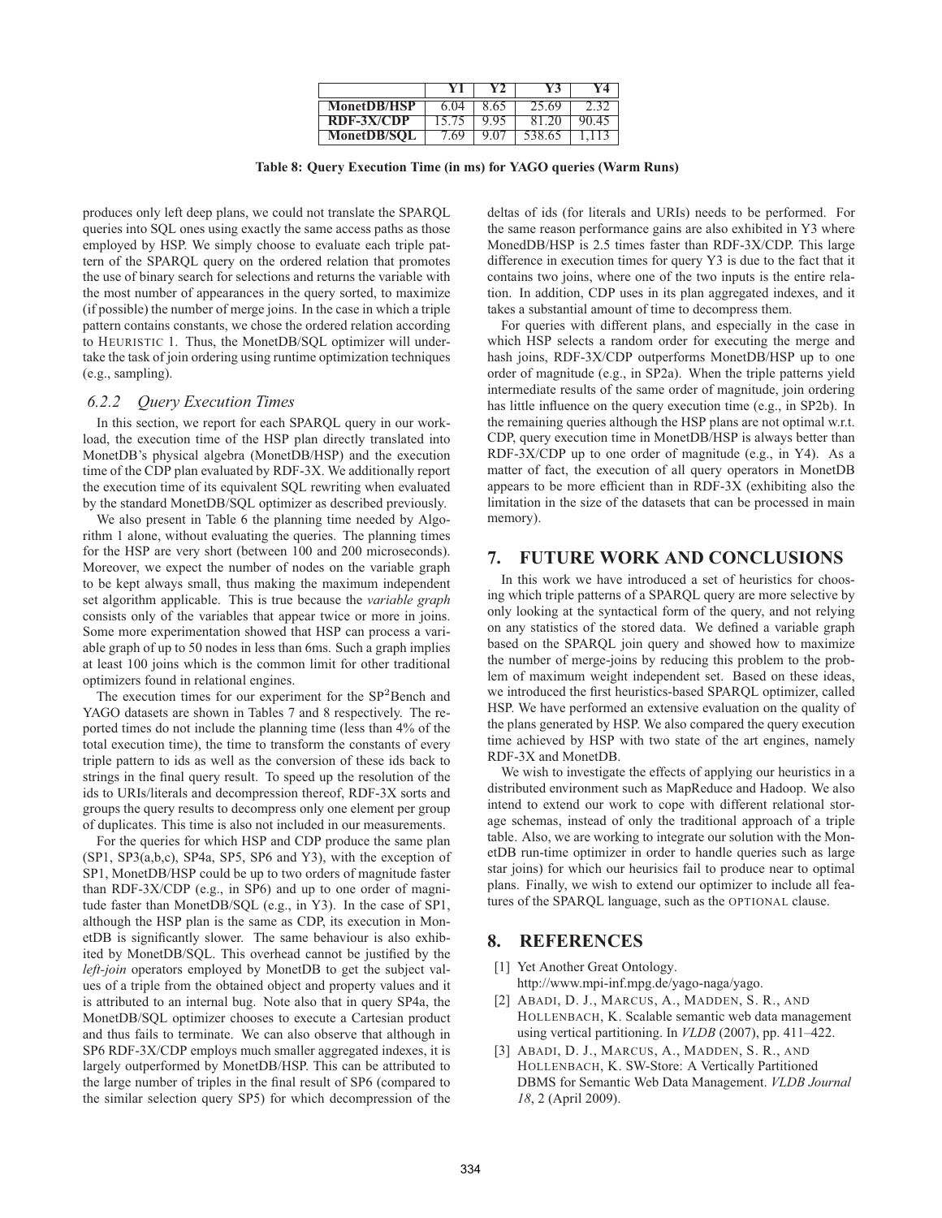|  | Y1 | Y2 | Y3 | Y4 |
|---|---|---|---|---|
| **MonetDB/HSP** | 6.04 | 8.65 | 25.69 | 2.32 |
| **RDF-3X/CDP** | 15.75 | 9.95 | 81.20 | 90.45 |
| **MonetDB/SQL** | 7.69 | 9.07 | 538.65 | 1,113 |

**Table 8: Query Execution Time (in ms) for YAGO queries (Warm Runs)**

produces only left deep plans, we could not translate the SPARQL queries into SQL ones using exactly the same access paths as those employed by HSP. We simply choose to evaluate each triple pattern of the SPARQL query on the ordered relation that promotes the use of binary search for selections and returns the variable with the most number of appearances in the query sorted, to maximize (if possible) the number of merge joins. In the case in which a triple pattern contains constants, we chose the ordered relation according to HEURISTIC 1. Thus, the MonetDB/SQL optimizer will undertake the task of join ordering using runtime optimization techniques (e.g., sampling).

### 6.2.2 Query Execution Times

In this section, we report for each SPARQL query in our workload, the execution time of the HSP plan directly translated into MonetDB's physical algebra (MonetDB/HSP) and the execution time of the CDP plan evaluated by RDF-3X. We additionally report the execution time of its equivalent SQL rewriting when evaluated by the standard MonetDB/SQL optimizer as described previously.

We also present in Table 6 the planning time needed by Algorithm 1 alone, without evaluating the queries. The planning times for the HSP are very short (between 100 and 200 microseconds). Moreover, we expect the number of nodes on the variable graph to be kept always small, thus making the maximum independent set algorithm applicable. This is true because the *variable graph* consists only of the variables that appear twice or more in joins. Some more experimentation showed that HSP can process a variable graph of up to 50 nodes in less than 6ms. Such a graph implies at least 100 joins which is the common limit for other traditional optimizers found in relational engines.

The execution times for our experiment for the $\text{SP}^2$Bench and YAGO datasets are shown in Tables 7 and 8 respectively. The reported times do not include the planning time (less than 4% of the total execution time), the time to transform the constants of every triple pattern to ids as well as the conversion of these ids back to strings in the final query result. To speed up the resolution of the ids to URIs/literals and decompression thereof, RDF-3X sorts and groups the query results to decompress only one element per group of duplicates. This time is also not included in our measurements.

For the queries for which HSP and CDP produce the same plan (SP1, SP3(a,b,c), SP4a, SP5, SP6 and Y3), with the exception of SP1, MonetDB/HSP could be up to two orders of magnitude faster than RDF-3X/CDP (e.g., in SP6) and up to one order of magnitude faster than MonetDB/SQL (e.g., in Y3). In the case of SP1, although the HSP plan is the same as CDP, its execution in MonetDB is significantly slower. The same behaviour is also exhibited by MonetDB/SQL. This overhead cannot be justified by the *left-join* operators employed by MonetDB to get the subject values of a triple from the obtained object and property values and it is attributed to an internal bug. Note also that in query SP4a, the MonetDB/SQL optimizer chooses to execute a Cartesian product and thus fails to terminate. We can also observe that although in SP6 RDF-3X/CDP employs much smaller aggregated indexes, it is largely outperformed by MonetDB/HSP. This can be attributed to the large number of triples in the final result of SP6 (compared to the similar selection query SP5) for which decompression of the deltas of ids (for literals and URIs) needs to be performed. For the same reason performance gains are also exhibited in Y3 where MonedDB/HSP is 2.5 times faster than RDF-3X/CDP. This large difference in execution times for query Y3 is due to the fact that it contains two joins, where one of the two inputs is the entire relation. In addition, CDP uses in its plan aggregated indexes, and it takes a substantial amount of time to decompress them.

For queries with different plans, and especially in the case in which HSP selects a random order for executing the merge and hash joins, RDF-3X/CDP outperforms MonetDB/HSP up to one order of magnitude (e.g., in SP2a). When the triple patterns yield intermediate results of the same order of magnitude, join ordering has little influence on the query execution time (e.g., in SP2b). In the remaining queries although the HSP plans are not optimal w.r.t. CDP, query execution time in MonetDB/HSP is always better than RDF-3X/CDP up to one order of magnitude (e.g., in Y4). As a matter of fact, the execution of all query operators in MonetDB appears to be more efficient than in RDF-3X (exhibiting also the limitation in the size of the datasets that can be processed in main memory).

## 7. FUTURE WORK AND CONCLUSIONS

In this work we have introduced a set of heuristics for choosing which triple patterns of a SPARQL query are more selective by only looking at the syntactical form of the query, and not relying on any statistics of the stored data. We defined a variable graph based on the SPARQL join query and showed how to maximize the number of merge-joins by reducing this problem to the problem of maximum weight independent set. Based on these ideas, we introduced the first heuristics-based SPARQL optimizer, called HSP. We have performed an extensive evaluation on the quality of the plans generated by HSP. We also compared the query execution time achieved by HSP with two state of the art engines, namely RDF-3X and MonetDB.

We wish to investigate the effects of applying our heuristics in a distributed environment such as MapReduce and Hadoop. We also intend to extend our work to cope with different relational storage schemas, instead of only the traditional approach of a triple table. Also, we are working to integrate our solution with the MonetDB run-time optimizer in order to handle queries such as large star joins) for which our heuristics fail to produce near to optimal plans. Finally, we wish to extend our optimizer to include all features of the SPARQL language, such as the OPTIONAL clause.

## 8. REFERENCES

[1] Yet Another Great Ontology. http://www.mpi-inf.mpg.de/yago-naga/yago.

[2] ABADI, D. J., MARCUS, A., MADDEN, S. R., AND HOLLENBACH, K. Scalable semantic web data management using vertical partitioning. In *VLDB* (2007), pp. 411–422.

[3] ABADI, D. J., MARCUS, A., MADDEN, S. R., AND HOLLENBACH, K. SW-Store: A Vertically Partitioned DBMS for Semantic Web Data Management. *VLDB Journal 18*, 2 (April 2009).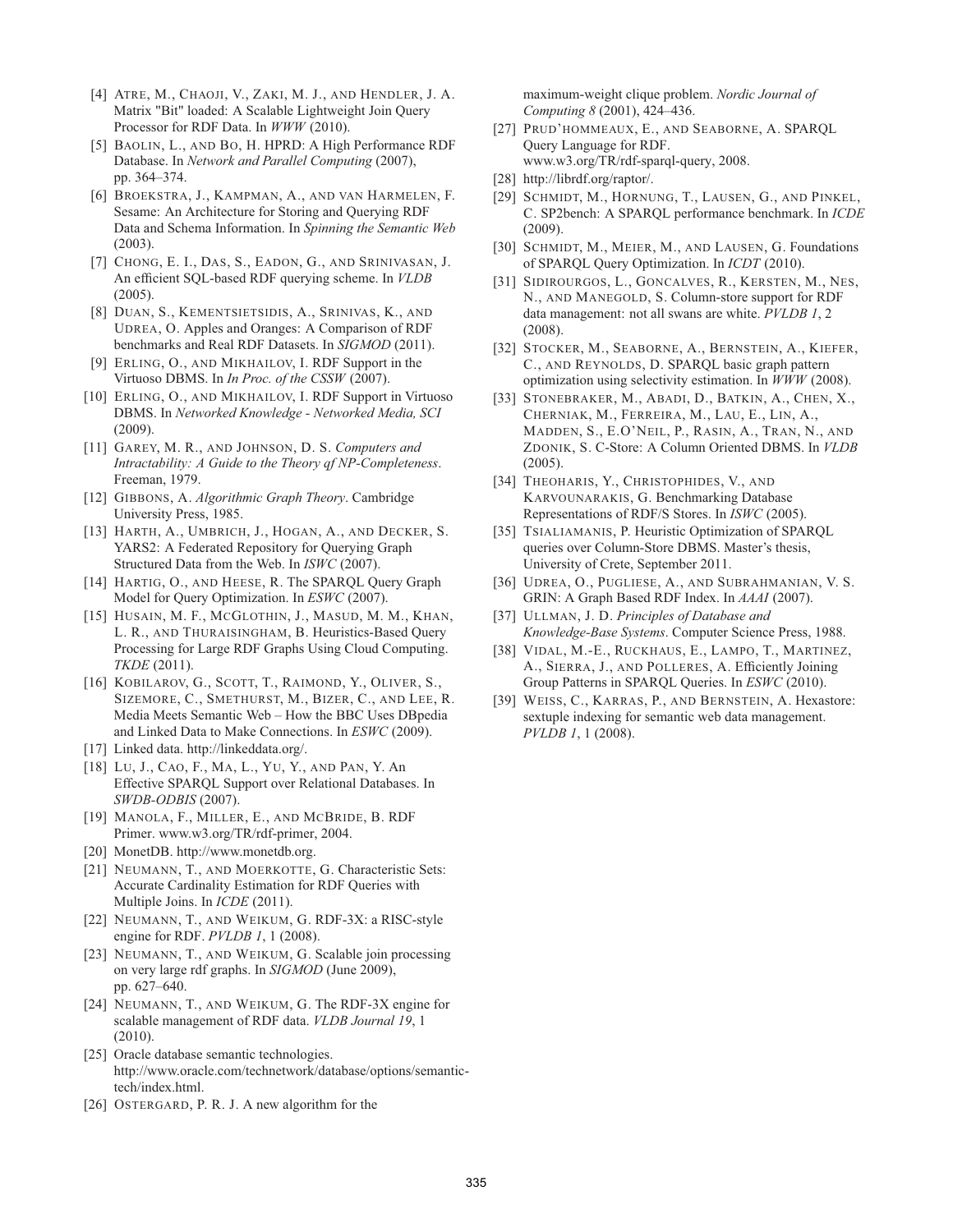[4] Atre, M., Chaoji, V., Zaki, M. J., and Hendler, J. A. Matrix "Bit" loaded: A Scalable Lightweight Join Query Processor for RDF Data. In *WWW* (2010).

[5] Baolin, L., and Bo, H. HPRD: A High Performance RDF Database. In *Network and Parallel Computing* (2007), pp. 364–374.

[6] Broekstra, J., Kampman, A., and van Harmelen, F. Sesame: An Architecture for Storing and Querying RDF Data and Schema Information. In *Spinning the Semantic Web* (2003).

[7] Chong, E. I., Das, S., Eadon, G., and Srinivasan, J. An efficient SQL-based RDF querying scheme. In *VLDB* (2005).

[8] Duan, S., Kementsietsidis, A., Srinivas, K., and Udrea, O. Apples and Oranges: A Comparison of RDF benchmarks and Real RDF Datasets. In *SIGMOD* (2011).

[9] Erling, O., and Mikhailov, I. RDF Support in the Virtuoso DBMS. In *In Proc. of the CSSW* (2007).

[10] Erling, O., and Mikhailov, I. RDF Support in Virtuoso DBMS. In *Networked Knowledge - Networked Media, SCI* (2009).

[11] Garey, M. R., and Johnson, D. S. *Computers and Intractability: A Guide to the Theory of NP-Completeness*. Freeman, 1979.

[12] Gibbons, A. *Algorithmic Graph Theory*. Cambridge University Press, 1985.

[13] Harth, A., Umbrich, J., Hogan, A., and Decker, S. YARS2: A Federated Repository for Querying Graph Structured Data from the Web. In *ISWC* (2007).

[14] Hartig, O., and Heese, R. The SPARQL Query Graph Model for Query Optimization. In *ESWC* (2007).

[15] Husain, M. F., McGlothin, J., Masud, M. M., Khan, L. R., and Thuraisingham, B. Heuristics-Based Query Processing for Large RDF Graphs Using Cloud Computing. *TKDE* (2011).

[16] Kobilarov, G., Scott, T., Raimond, Y., Oliver, S., Sizemore, C., Smethurst, M., Bizer, C., and Lee, R. Media Meets Semantic Web – How the BBC Uses DBpedia and Linked Data to Make Connections. In *ESWC* (2009).

[17] Linked data. http://linkeddata.org/.

[18] Lu, J., Cao, F., Ma, L., Yu, Y., and Pan, Y. An Effective SPARQL Support over Relational Databases. In *SWDB-ODBIS* (2007).

[19] Manola, F., Miller, E., and McBride, B. RDF Primer. www.w3.org/TR/rdf-primer, 2004.

[20] MonetDB. http://www.monetdb.org.

[21] Neumann, T., and Moerkotte, G. Characteristic Sets: Accurate Cardinality Estimation for RDF Queries with Multiple Joins. In *ICDE* (2011).

[22] Neumann, T., and Weikum, G. RDF-3X: a RISC-style engine for RDF. *PVLDB 1*, 1 (2008).

[23] Neumann, T., and Weikum, G. Scalable join processing on very large rdf graphs. In *SIGMOD* (June 2009), pp. 627–640.

[24] Neumann, T., and Weikum, G. The RDF-3X engine for scalable management of RDF data. *VLDB Journal 19*, 1 (2010).

[25] Oracle database semantic technologies. http://www.oracle.com/technetwork/database/options/semantic-tech/index.html.

[26] Ostergard, P. R. J. A new algorithm for the maximum-weight clique problem. *Nordic Journal of Computing 8* (2001), 424–436.

[27] Prud'hommeaux, E., and Seaborne, A. SPARQL Query Language for RDF. www.w3.org/TR/rdf-sparql-query, 2008.

[28] http://librdf.org/raptor/.

[29] Schmidt, M., Hornung, T., Lausen, G., and Pinkel, C. SP2bench: A SPARQL performance benchmark. In *ICDE* (2009).

[30] Schmidt, M., Meier, M., and Lausen, G. Foundations of SPARQL Query Optimization. In *ICDT* (2010).

[31] Sidirourgos, L., Goncalves, R., Kersten, M., Nes, N., and Manegold, S. Column-store support for RDF data management: not all swans are white. *PVLDB 1*, 2 (2008).

[32] Stocker, M., Seaborne, A., Bernstein, A., Kiefer, C., and Reynolds, D. SPARQL basic graph pattern optimization using selectivity estimation. In *WWW* (2008).

[33] Stonebraker, M., Abadi, D., Batkin, A., Chen, X., Cherniak, M., Ferreira, M., Lau, E., Lin, A., Madden, S., E.O'Neil, P., Rasin, A., Tran, N., and Zdonik, S. C-Store: A Column Oriented DBMS. In *VLDB* (2005).

[34] Theoharis, Y., Christophides, V., and Karvounarakis, G. Benchmarking Database Representations of RDF/S Stores. In *ISWC* (2005).

[35] Tsialiamanis, P. Heuristic Optimization of SPARQL queries over Column-Store DBMS. Master's thesis, University of Crete, September 2011.

[36] Udrea, O., Pugliese, A., and Subrahmanian, V. S. GRIN: A Graph Based RDF Index. In *AAAI* (2007).

[37] Ullman, J. D. *Principles of Database and Knowledge-Base Systems*. Computer Science Press, 1988.

[38] Vidal, M.-E., Ruckhaus, E., Lampo, T., Martinez, A., Sierra, J., and Polleres, A. Efficiently Joining Group Patterns in SPARQL Queries. In *ESWC* (2010).

[39] Weiss, C., Karras, P., and Bernstein, A. Hexastore: sextuple indexing for semantic web data management. *PVLDB 1*, 1 (2008).